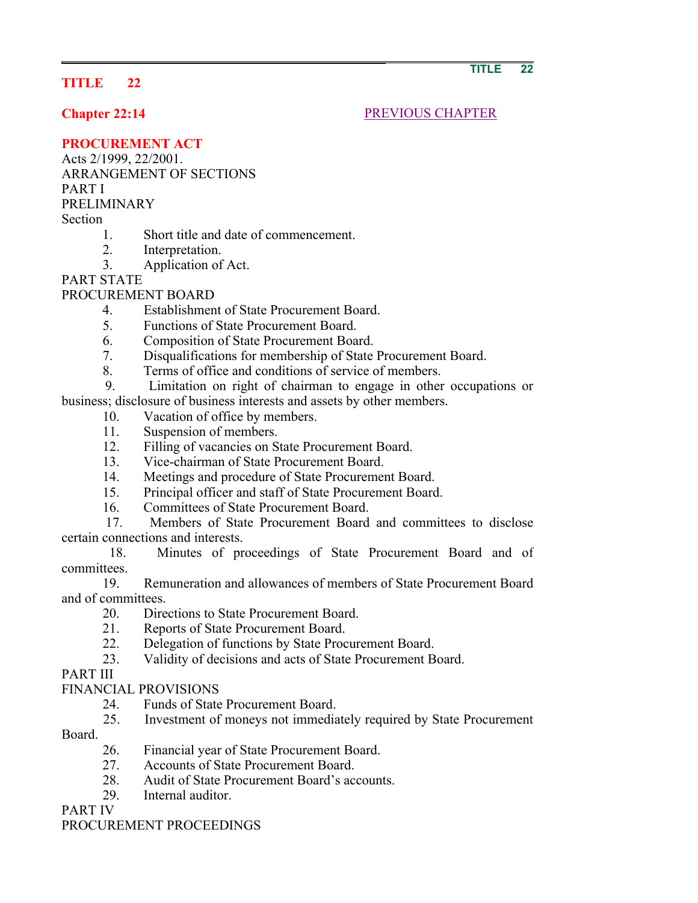**TITLE 22**

**Chapter 22:14**

PREVIOUS CHAPTER

# PROCUREMENT ACT

Acts 2/1999, 22/2001.

ARRANGEMENT OF SECTIONS

PART I

PRELIMINARY

Section

1. Short title and date of commencement.
2. Interpretation.
3. Application of Act.

PART STATE

PROCUREMENT BOARD

4. Establishment of State Procurement Board.
5. Functions of State Procurement Board.
6. Composition of State Procurement Board.
7. Disqualifications for membership of State Procurement Board.
8. Terms of office and conditions of service of members.
9. Limitation on right of chairman to engage in other occupations or business; disclosure of business interests and assets by other members.
10. Vacation of office by members.
11. Suspension of members.
12. Filling of vacancies on State Procurement Board.
13. Vice-chairman of State Procurement Board.
14. Meetings and procedure of State Procurement Board.
15. Principal officer and staff of State Procurement Board.
16. Committees of State Procurement Board.
17. Members of State Procurement Board and committees to disclose certain connections and interests.
18. Minutes of proceedings of State Procurement Board and of committees.
19. Remuneration and allowances of members of State Procurement Board and of committees.
20. Directions to State Procurement Board.
21. Reports of State Procurement Board.
22. Delegation of functions by State Procurement Board.
23. Validity of decisions and acts of State Procurement Board.

PART III

FINANCIAL PROVISIONS

24. Funds of State Procurement Board.
25. Investment of moneys not immediately required by State Procurement Board.
26. Financial year of State Procurement Board.
27. Accounts of State Procurement Board.
28. Audit of State Procurement Board's accounts.
29. Internal auditor.

PART IV

PROCUREMENT PROCEEDINGS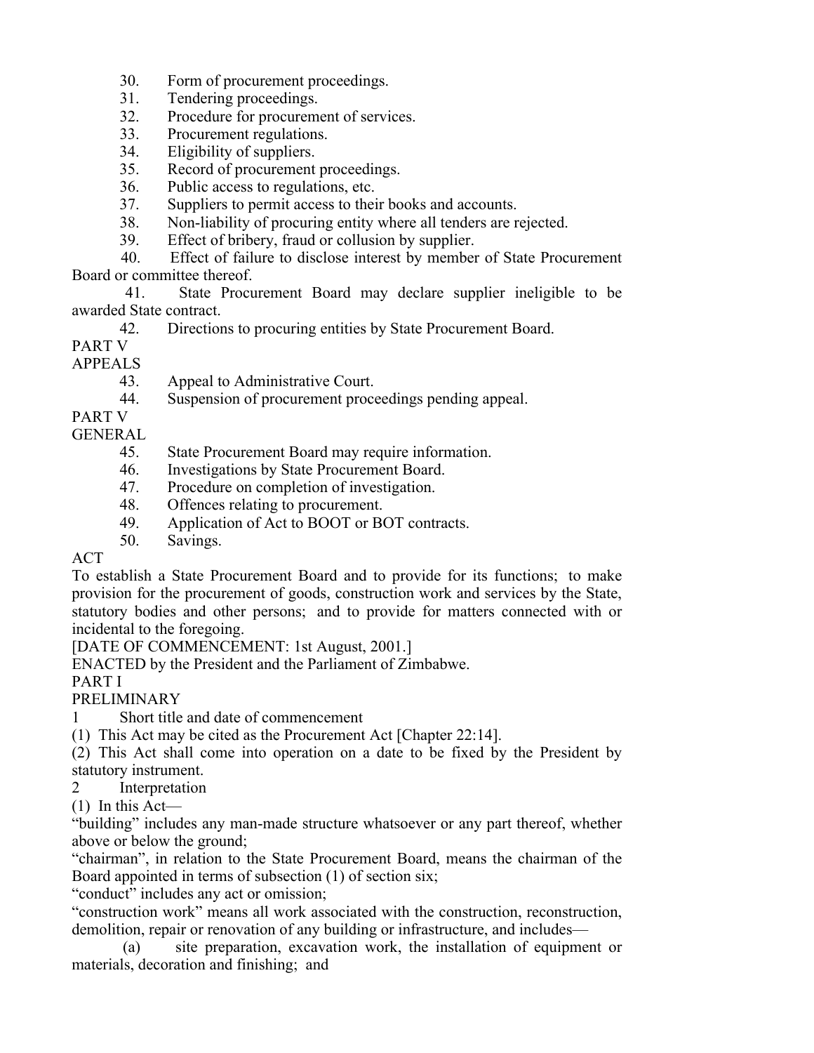30. Form of procurement proceedings.
31. Tendering proceedings.
32. Procedure for procurement of services.
33. Procurement regulations.
34. Eligibility of suppliers.
35. Record of procurement proceedings.
36. Public access to regulations, etc.
37. Suppliers to permit access to their books and accounts.
38. Non-liability of procuring entity where all tenders are rejected.
39. Effect of bribery, fraud or collusion by supplier.
40. Effect of failure to disclose interest by member of State Procurement Board or committee thereof.
41. State Procurement Board may declare supplier ineligible to be awarded State contract.
42. Directions to procuring entities by State Procurement Board.

PART V

APPEALS

43. Appeal to Administrative Court.
44. Suspension of procurement proceedings pending appeal.

PART V

GENERAL

45. State Procurement Board may require information.
46. Investigations by State Procurement Board.
47. Procedure on completion of investigation.
48. Offences relating to procurement.
49. Application of Act to BOOT or BOT contracts.
50. Savings.

ACT

To establish a State Procurement Board and to provide for its functions; to make provision for the procurement of goods, construction work and services by the State, statutory bodies and other persons; and to provide for matters connected with or incidental to the foregoing.

[DATE OF COMMENCEMENT: 1st August, 2001.]

ENACTED by the President and the Parliament of Zimbabwe.

PART I

PRELIMINARY

1 Short title and date of commencement

(1) This Act may be cited as the Procurement Act [Chapter 22:14].

(2) This Act shall come into operation on a date to be fixed by the President by statutory instrument.

2 Interpretation

(1) In this Act—

"building" includes any man-made structure whatsoever or any part thereof, whether above or below the ground;

"chairman", in relation to the State Procurement Board, means the chairman of the Board appointed in terms of subsection (1) of section six;

"conduct" includes any act or omission;

"construction work" means all work associated with the construction, reconstruction, demolition, repair or renovation of any building or infrastructure, and includes—

(a) site preparation, excavation work, the installation of equipment or materials, decoration and finishing; and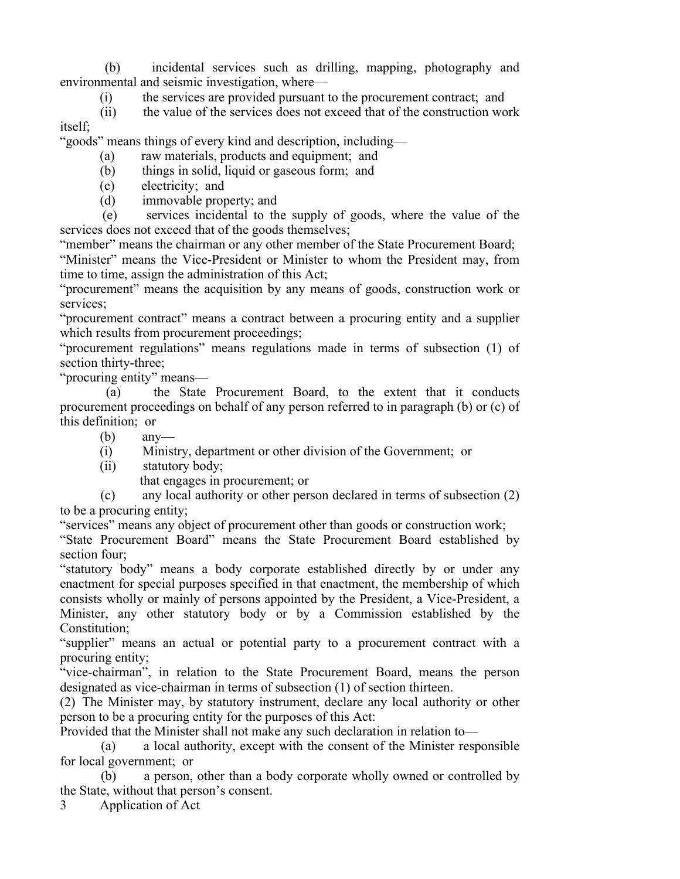(b) incidental services such as drilling, mapping, photography and environmental and seismic investigation, where—

(i) the services are provided pursuant to the procurement contract; and

(ii) the value of the services does not exceed that of the construction work itself;

"goods" means things of every kind and description, including—

(a) raw materials, products and equipment; and

(b) things in solid, liquid or gaseous form; and

(c) electricity; and

(d) immovable property; and

(e) services incidental to the supply of goods, where the value of the services does not exceed that of the goods themselves;

"member" means the chairman or any other member of the State Procurement Board;

"Minister" means the Vice-President or Minister to whom the President may, from time to time, assign the administration of this Act;

"procurement" means the acquisition by any means of goods, construction work or services;

"procurement contract" means a contract between a procuring entity and a supplier which results from procurement proceedings;

"procurement regulations" means regulations made in terms of subsection (1) of section thirty-three;

"procuring entity" means—

(a) the State Procurement Board, to the extent that it conducts procurement proceedings on behalf of any person referred to in paragraph (b) or (c) of this definition; or

(b) any—

(i) Ministry, department or other division of the Government; or

(ii) statutory body;

that engages in procurement; or

(c) any local authority or other person declared in terms of subsection (2) to be a procuring entity;

"services" means any object of procurement other than goods or construction work;

"State Procurement Board" means the State Procurement Board established by section four;

"statutory body" means a body corporate established directly by or under any enactment for special purposes specified in that enactment, the membership of which consists wholly or mainly of persons appointed by the President, a Vice-President, a Minister, any other statutory body or by a Commission established by the Constitution;

"supplier" means an actual or potential party to a procurement contract with a procuring entity;

"vice-chairman", in relation to the State Procurement Board, means the person designated as vice-chairman in terms of subsection (1) of section thirteen.

(2) The Minister may, by statutory instrument, declare any local authority or other person to be a procuring entity for the purposes of this Act:

Provided that the Minister shall not make any such declaration in relation to—

(a) a local authority, except with the consent of the Minister responsible for local government; or

(b) a person, other than a body corporate wholly owned or controlled by the State, without that person's consent.

3 Application of Act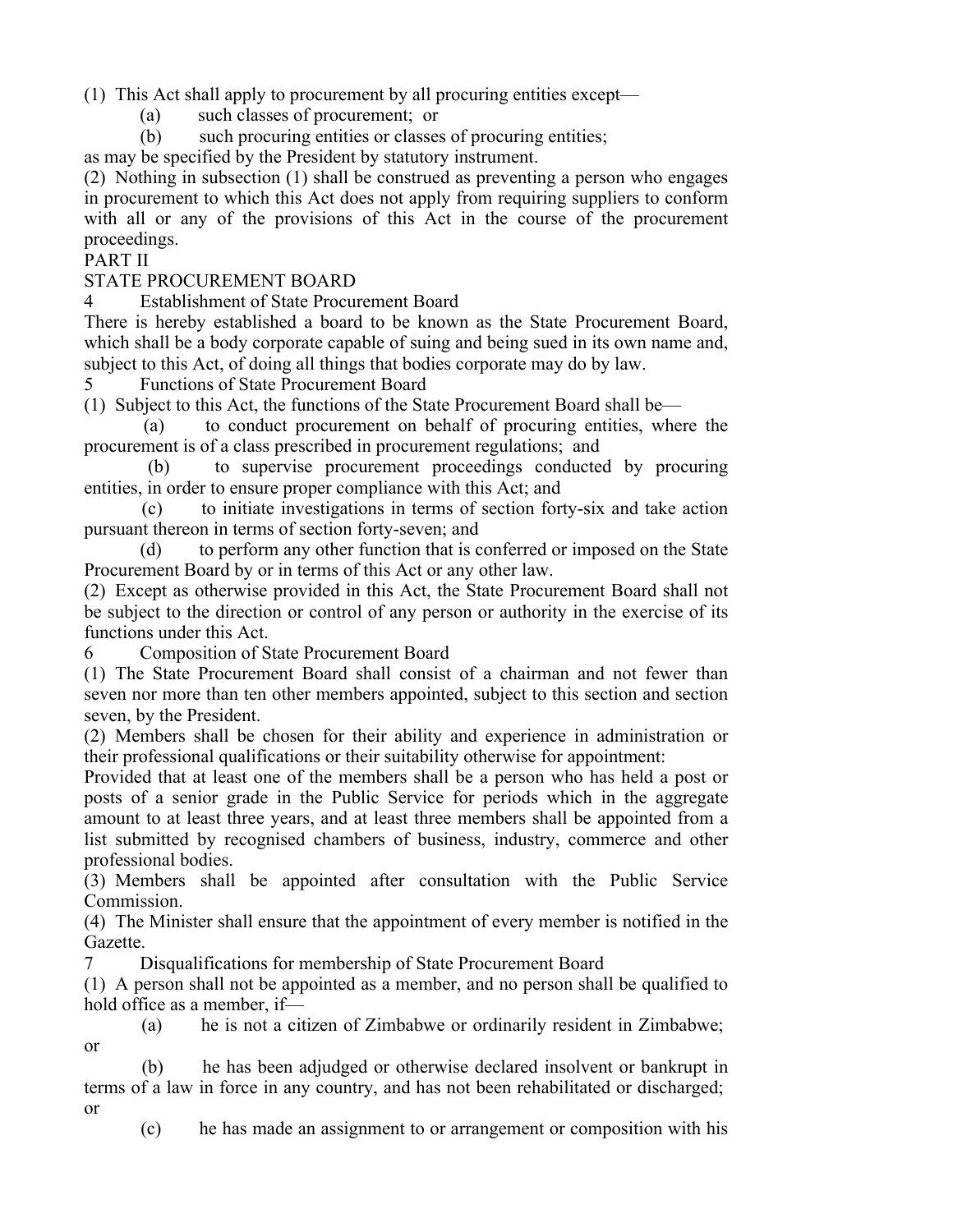(1) This Act shall apply to procurement by all procuring entities except—

(a) such classes of procurement; or

(b) such procuring entities or classes of procuring entities;

as may be specified by the President by statutory instrument.

(2) Nothing in subsection (1) shall be construed as preventing a person who engages in procurement to which this Act does not apply from requiring suppliers to conform with all or any of the provisions of this Act in the course of the procurement proceedings.

## PART II

## STATE PROCUREMENT BOARD

### 4 Establishment of State Procurement Board

There is hereby established a board to be known as the State Procurement Board, which shall be a body corporate capable of suing and being sued in its own name and, subject to this Act, of doing all things that bodies corporate may do by law.

### 5 Functions of State Procurement Board

(1) Subject to this Act, the functions of the State Procurement Board shall be—

(a) to conduct procurement on behalf of procuring entities, where the procurement is of a class prescribed in procurement regulations; and

(b) to supervise procurement proceedings conducted by procuring entities, in order to ensure proper compliance with this Act; and

(c) to initiate investigations in terms of section forty-six and take action pursuant thereon in terms of section forty-seven; and

(d) to perform any other function that is conferred or imposed on the State Procurement Board by or in terms of this Act or any other law.

(2) Except as otherwise provided in this Act, the State Procurement Board shall not be subject to the direction or control of any person or authority in the exercise of its functions under this Act.

### 6 Composition of State Procurement Board

(1) The State Procurement Board shall consist of a chairman and not fewer than seven nor more than ten other members appointed, subject to this section and section seven, by the President.

(2) Members shall be chosen for their ability and experience in administration or their professional qualifications or their suitability otherwise for appointment:

Provided that at least one of the members shall be a person who has held a post or posts of a senior grade in the Public Service for periods which in the aggregate amount to at least three years, and at least three members shall be appointed from a list submitted by recognised chambers of business, industry, commerce and other professional bodies.

(3) Members shall be appointed after consultation with the Public Service Commission.

(4) The Minister shall ensure that the appointment of every member is notified in the Gazette.

### 7 Disqualifications for membership of State Procurement Board

(1) A person shall not be appointed as a member, and no person shall be qualified to hold office as a member, if—

(a) he is not a citizen of Zimbabwe or ordinarily resident in Zimbabwe; or

(b) he has been adjudged or otherwise declared insolvent or bankrupt in terms of a law in force in any country, and has not been rehabilitated or discharged; or

(c) he has made an assignment to or arrangement or composition with his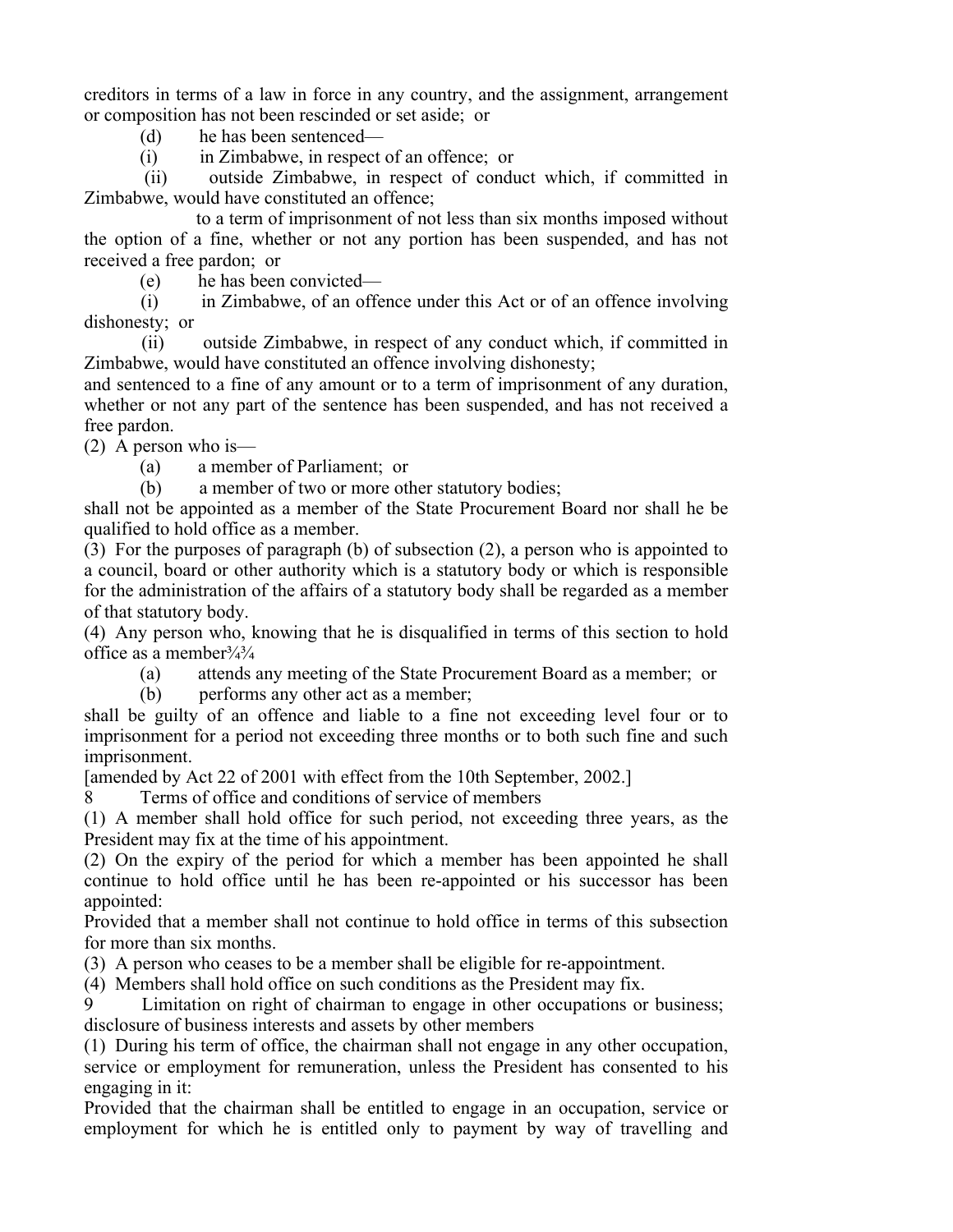creditors in terms of a law in force in any country, and the assignment, arrangement or composition has not been rescinded or set aside; or

(d) he has been sentenced—

(i) in Zimbabwe, in respect of an offence; or

(ii) outside Zimbabwe, in respect of conduct which, if committed in Zimbabwe, would have constituted an offence;

to a term of imprisonment of not less than six months imposed without the option of a fine, whether or not any portion has been suspended, and has not received a free pardon; or

(e) he has been convicted—

(i) in Zimbabwe, of an offence under this Act or of an offence involving dishonesty; or

(ii) outside Zimbabwe, in respect of any conduct which, if committed in Zimbabwe, would have constituted an offence involving dishonesty;

and sentenced to a fine of any amount or to a term of imprisonment of any duration, whether or not any part of the sentence has been suspended, and has not received a free pardon.

(2) A person who is—

(a) a member of Parliament; or

(b) a member of two or more other statutory bodies;

shall not be appointed as a member of the State Procurement Board nor shall he be qualified to hold office as a member.

(3) For the purposes of paragraph (b) of subsection (2), a person who is appointed to a council, board or other authority which is a statutory body or which is responsible for the administration of the affairs of a statutory body shall be regarded as a member of that statutory body.

(4) Any person who, knowing that he is disqualified in terms of this section to hold office as a member¾¾

(a) attends any meeting of the State Procurement Board as a member; or

(b) performs any other act as a member;

shall be guilty of an offence and liable to a fine not exceeding level four or to imprisonment for a period not exceeding three months or to both such fine and such imprisonment.

[amended by Act 22 of 2001 with effect from the 10th September, 2002.]

8 Terms of office and conditions of service of members

(1) A member shall hold office for such period, not exceeding three years, as the President may fix at the time of his appointment.

(2) On the expiry of the period for which a member has been appointed he shall continue to hold office until he has been re-appointed or his successor has been appointed:

Provided that a member shall not continue to hold office in terms of this subsection for more than six months.

(3) A person who ceases to be a member shall be eligible for re-appointment.

(4) Members shall hold office on such conditions as the President may fix.

9 Limitation on right of chairman to engage in other occupations or business; disclosure of business interests and assets by other members

(1) During his term of office, the chairman shall not engage in any other occupation, service or employment for remuneration, unless the President has consented to his engaging in it:

Provided that the chairman shall be entitled to engage in an occupation, service or employment for which he is entitled only to payment by way of travelling and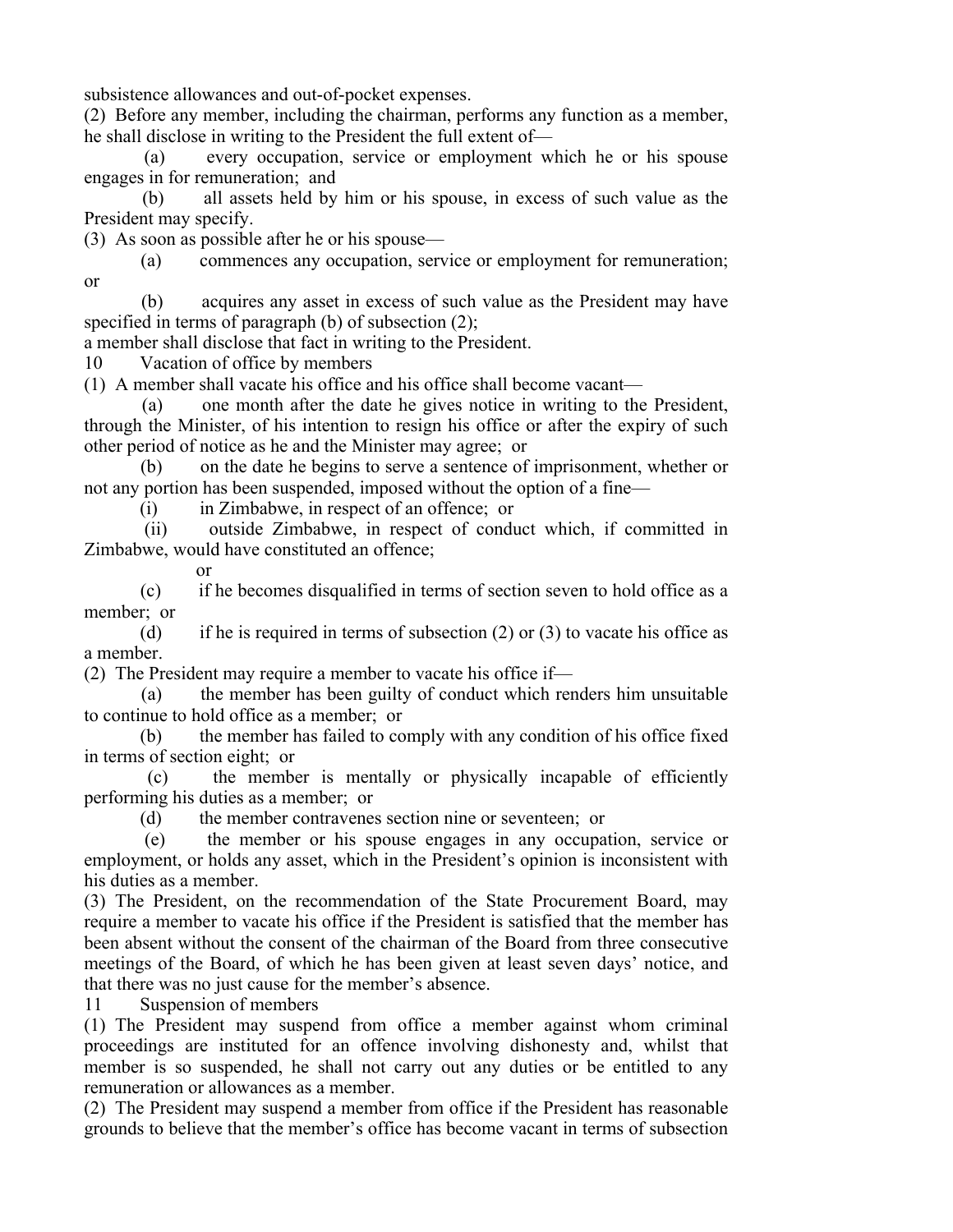subsistence allowances and out-of-pocket expenses.

(2) Before any member, including the chairman, performs any function as a member, he shall disclose in writing to the President the full extent of—

(a) every occupation, service or employment which he or his spouse engages in for remuneration; and

(b) all assets held by him or his spouse, in excess of such value as the President may specify.

(3) As soon as possible after he or his spouse—

(a) commences any occupation, service or employment for remuneration; or

(b) acquires any asset in excess of such value as the President may have specified in terms of paragraph (b) of subsection (2);

a member shall disclose that fact in writing to the President.

### 10 Vacation of office by members

(1) A member shall vacate his office and his office shall become vacant—

(a) one month after the date he gives notice in writing to the President, through the Minister, of his intention to resign his office or after the expiry of such other period of notice as he and the Minister may agree; or

(b) on the date he begins to serve a sentence of imprisonment, whether or not any portion has been suspended, imposed without the option of a fine—

(i) in Zimbabwe, in respect of an offence; or

(ii) outside Zimbabwe, in respect of conduct which, if committed in Zimbabwe, would have constituted an offence;

or

(c) if he becomes disqualified in terms of section seven to hold office as a member; or

(d) if he is required in terms of subsection (2) or (3) to vacate his office as a member.

(2) The President may require a member to vacate his office if—

(a) the member has been guilty of conduct which renders him unsuitable to continue to hold office as a member; or

(b) the member has failed to comply with any condition of his office fixed in terms of section eight; or

(c) the member is mentally or physically incapable of efficiently performing his duties as a member; or

(d) the member contravenes section nine or seventeen; or

(e) the member or his spouse engages in any occupation, service or employment, or holds any asset, which in the President's opinion is inconsistent with his duties as a member.

(3) The President, on the recommendation of the State Procurement Board, may require a member to vacate his office if the President is satisfied that the member has been absent without the consent of the chairman of the Board from three consecutive meetings of the Board, of which he has been given at least seven days' notice, and that there was no just cause for the member's absence.

### 11 Suspension of members

(1) The President may suspend from office a member against whom criminal proceedings are instituted for an offence involving dishonesty and, whilst that member is so suspended, he shall not carry out any duties or be entitled to any remuneration or allowances as a member.

(2) The President may suspend a member from office if the President has reasonable grounds to believe that the member's office has become vacant in terms of subsection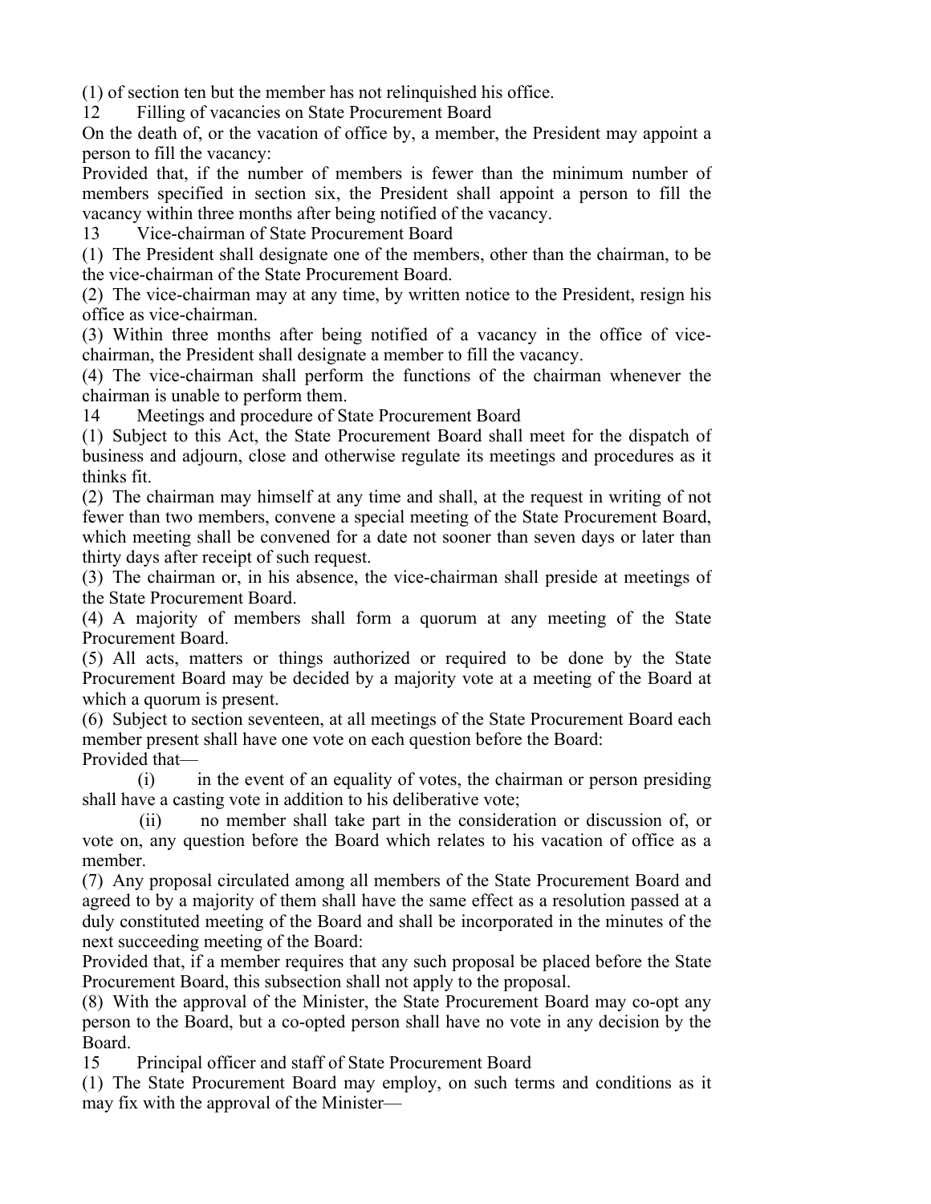(1) of section ten but the member has not relinquished his office.

### 12 Filling of vacancies on State Procurement Board

On the death of, or the vacation of office by, a member, the President may appoint a person to fill the vacancy:

Provided that, if the number of members is fewer than the minimum number of members specified in section six, the President shall appoint a person to fill the vacancy within three months after being notified of the vacancy.

### 13 Vice-chairman of State Procurement Board

(1) The President shall designate one of the members, other than the chairman, to be the vice-chairman of the State Procurement Board.

(2) The vice-chairman may at any time, by written notice to the President, resign his office as vice-chairman.

(3) Within three months after being notified of a vacancy in the office of vice-chairman, the President shall designate a member to fill the vacancy.

(4) The vice-chairman shall perform the functions of the chairman whenever the chairman is unable to perform them.

### 14 Meetings and procedure of State Procurement Board

(1) Subject to this Act, the State Procurement Board shall meet for the dispatch of business and adjourn, close and otherwise regulate its meetings and procedures as it thinks fit.

(2) The chairman may himself at any time and shall, at the request in writing of not fewer than two members, convene a special meeting of the State Procurement Board, which meeting shall be convened for a date not sooner than seven days or later than thirty days after receipt of such request.

(3) The chairman or, in his absence, the vice-chairman shall preside at meetings of the State Procurement Board.

(4) A majority of members shall form a quorum at any meeting of the State Procurement Board.

(5) All acts, matters or things authorized or required to be done by the State Procurement Board may be decided by a majority vote at a meeting of the Board at which a quorum is present.

(6) Subject to section seventeen, at all meetings of the State Procurement Board each member present shall have one vote on each question before the Board:

Provided that—

(i) in the event of an equality of votes, the chairman or person presiding shall have a casting vote in addition to his deliberative vote;

(ii) no member shall take part in the consideration or discussion of, or vote on, any question before the Board which relates to his vacation of office as a member.

(7) Any proposal circulated among all members of the State Procurement Board and agreed to by a majority of them shall have the same effect as a resolution passed at a duly constituted meeting of the Board and shall be incorporated in the minutes of the next succeeding meeting of the Board:

Provided that, if a member requires that any such proposal be placed before the State Procurement Board, this subsection shall not apply to the proposal.

(8) With the approval of the Minister, the State Procurement Board may co-opt any person to the Board, but a co-opted person shall have no vote in any decision by the Board.

### 15 Principal officer and staff of State Procurement Board

(1) The State Procurement Board may employ, on such terms and conditions as it may fix with the approval of the Minister—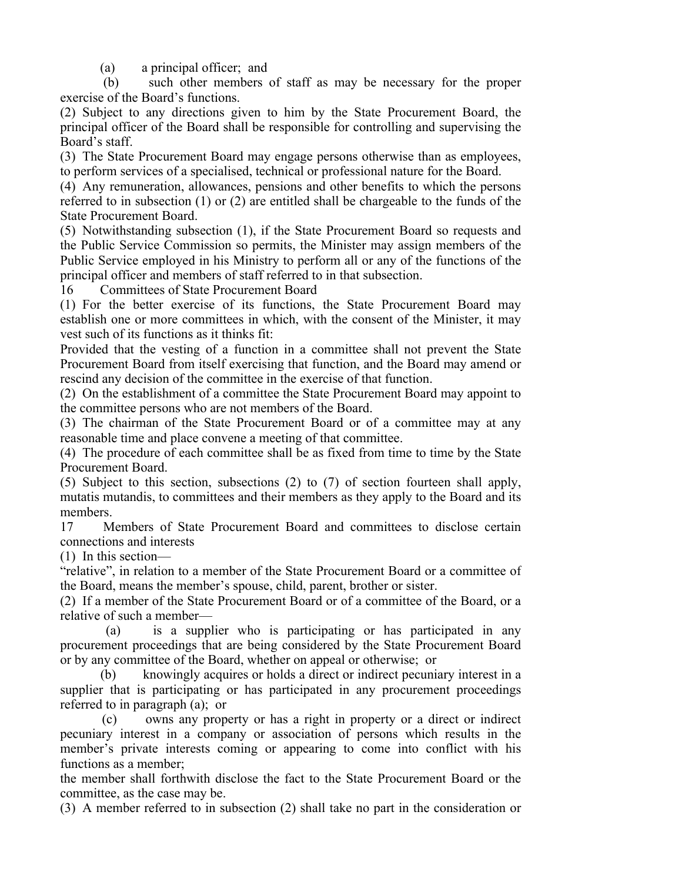(a) a principal officer; and

(b) such other members of staff as may be necessary for the proper exercise of the Board's functions.

(2) Subject to any directions given to him by the State Procurement Board, the principal officer of the Board shall be responsible for controlling and supervising the Board's staff.

(3) The State Procurement Board may engage persons otherwise than as employees, to perform services of a specialised, technical or professional nature for the Board.

(4) Any remuneration, allowances, pensions and other benefits to which the persons referred to in subsection (1) or (2) are entitled shall be chargeable to the funds of the State Procurement Board.

(5) Notwithstanding subsection (1), if the State Procurement Board so requests and the Public Service Commission so permits, the Minister may assign members of the Public Service employed in his Ministry to perform all or any of the functions of the principal officer and members of staff referred to in that subsection.

16 Committees of State Procurement Board

(1) For the better exercise of its functions, the State Procurement Board may establish one or more committees in which, with the consent of the Minister, it may vest such of its functions as it thinks fit:

Provided that the vesting of a function in a committee shall not prevent the State Procurement Board from itself exercising that function, and the Board may amend or rescind any decision of the committee in the exercise of that function.

(2) On the establishment of a committee the State Procurement Board may appoint to the committee persons who are not members of the Board.

(3) The chairman of the State Procurement Board or of a committee may at any reasonable time and place convene a meeting of that committee.

(4) The procedure of each committee shall be as fixed from time to time by the State Procurement Board.

(5) Subject to this section, subsections (2) to (7) of section fourteen shall apply, mutatis mutandis, to committees and their members as they apply to the Board and its members.

17 Members of State Procurement Board and committees to disclose certain connections and interests

(1) In this section—

"relative", in relation to a member of the State Procurement Board or a committee of the Board, means the member's spouse, child, parent, brother or sister.

(2) If a member of the State Procurement Board or of a committee of the Board, or a relative of such a member—

(a) is a supplier who is participating or has participated in any procurement proceedings that are being considered by the State Procurement Board or by any committee of the Board, whether on appeal or otherwise; or

(b) knowingly acquires or holds a direct or indirect pecuniary interest in a supplier that is participating or has participated in any procurement proceedings referred to in paragraph (a); or

(c) owns any property or has a right in property or a direct or indirect pecuniary interest in a company or association of persons which results in the member's private interests coming or appearing to come into conflict with his functions as a member;

the member shall forthwith disclose the fact to the State Procurement Board or the committee, as the case may be.

(3) A member referred to in subsection (2) shall take no part in the consideration or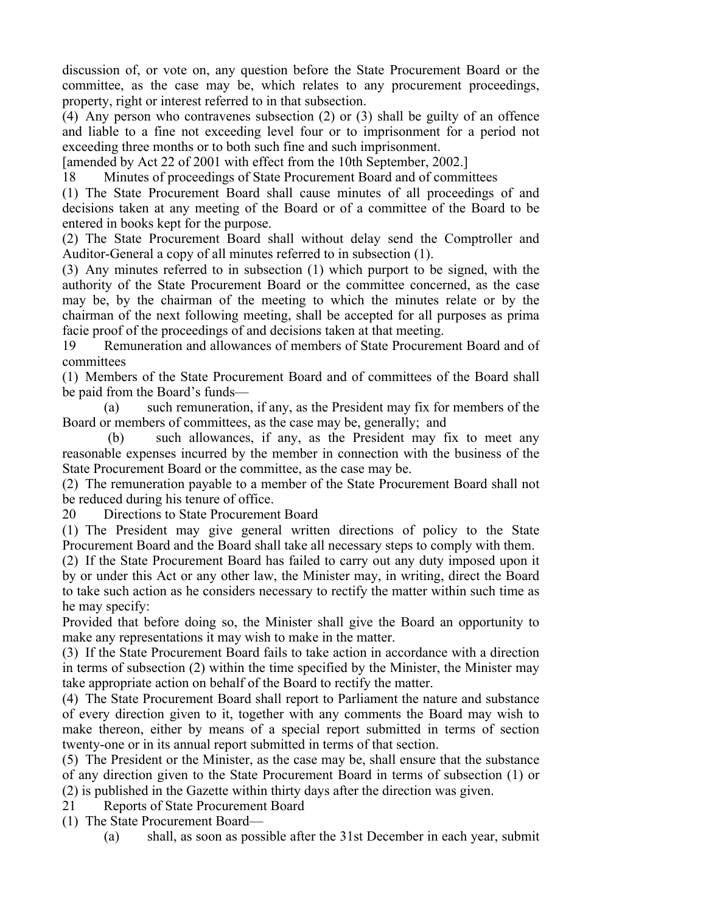discussion of, or vote on, any question before the State Procurement Board or the committee, as the case may be, which relates to any procurement proceedings, property, right or interest referred to in that subsection.

(4) Any person who contravenes subsection (2) or (3) shall be guilty of an offence and liable to a fine not exceeding level four or to imprisonment for a period not exceeding three months or to both such fine and such imprisonment.

[amended by Act 22 of 2001 with effect from the 10th September, 2002.]

### 18 Minutes of proceedings of State Procurement Board and of committees

(1) The State Procurement Board shall cause minutes of all proceedings of and decisions taken at any meeting of the Board or of a committee of the Board to be entered in books kept for the purpose.

(2) The State Procurement Board shall without delay send the Comptroller and Auditor-General a copy of all minutes referred to in subsection (1).

(3) Any minutes referred to in subsection (1) which purport to be signed, with the authority of the State Procurement Board or the committee concerned, as the case may be, by the chairman of the meeting to which the minutes relate or by the chairman of the next following meeting, shall be accepted for all purposes as prima facie proof of the proceedings of and decisions taken at that meeting.

### 19 Remuneration and allowances of members of State Procurement Board and of committees

(1) Members of the State Procurement Board and of committees of the Board shall be paid from the Board's funds—

(a) such remuneration, if any, as the President may fix for members of the Board or members of committees, as the case may be, generally; and

(b) such allowances, if any, as the President may fix to meet any reasonable expenses incurred by the member in connection with the business of the State Procurement Board or the committee, as the case may be.

(2) The remuneration payable to a member of the State Procurement Board shall not be reduced during his tenure of office.

### 20 Directions to State Procurement Board

(1) The President may give general written directions of policy to the State Procurement Board and the Board shall take all necessary steps to comply with them.

(2) If the State Procurement Board has failed to carry out any duty imposed upon it by or under this Act or any other law, the Minister may, in writing, direct the Board to take such action as he considers necessary to rectify the matter within such time as he may specify:

Provided that before doing so, the Minister shall give the Board an opportunity to make any representations it may wish to make in the matter.

(3) If the State Procurement Board fails to take action in accordance with a direction in terms of subsection (2) within the time specified by the Minister, the Minister may take appropriate action on behalf of the Board to rectify the matter.

(4) The State Procurement Board shall report to Parliament the nature and substance of every direction given to it, together with any comments the Board may wish to make thereon, either by means of a special report submitted in terms of section twenty-one or in its annual report submitted in terms of that section.

(5) The President or the Minister, as the case may be, shall ensure that the substance of any direction given to the State Procurement Board in terms of subsection (1) or (2) is published in the Gazette within thirty days after the direction was given.

### 21 Reports of State Procurement Board

(1) The State Procurement Board—

(a) shall, as soon as possible after the 31st December in each year, submit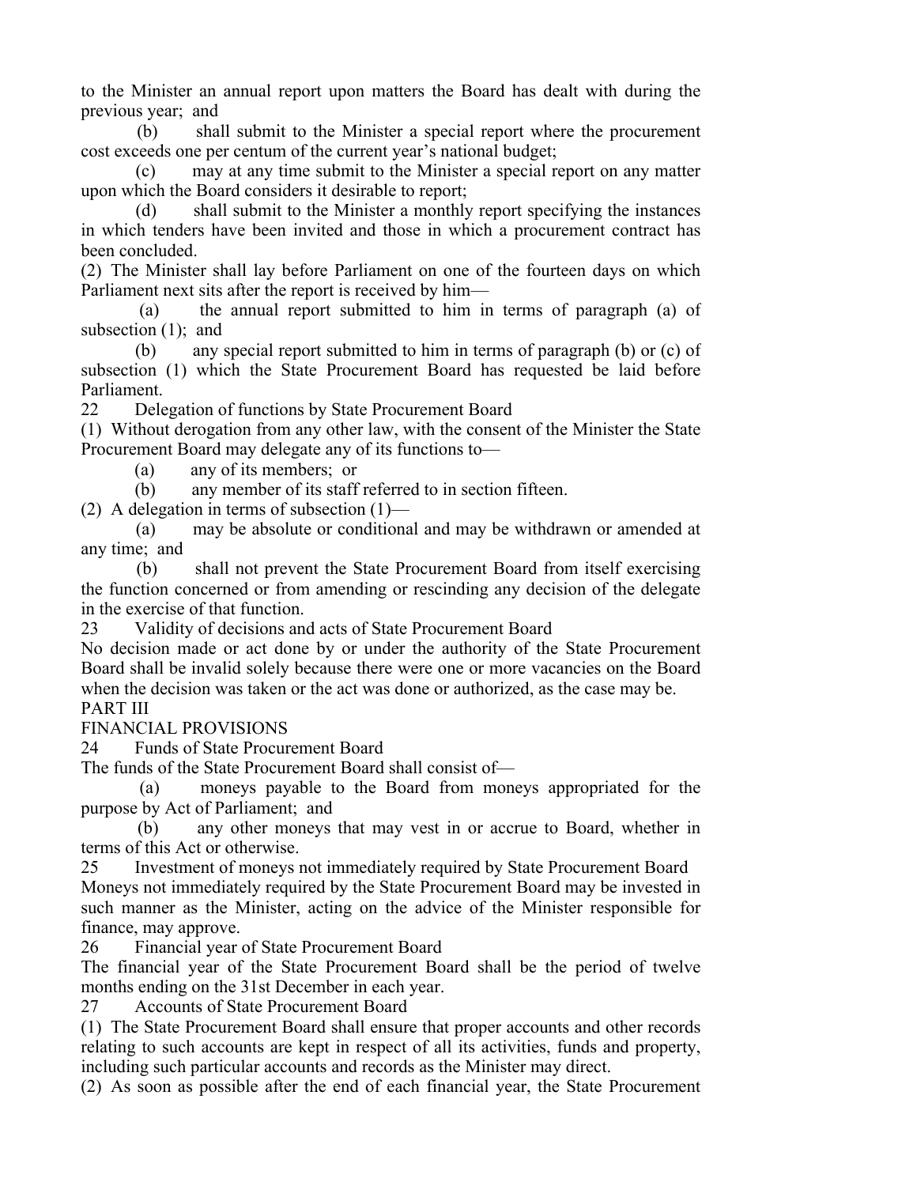to the Minister an annual report upon matters the Board has dealt with during the previous year; and

(b) shall submit to the Minister a special report where the procurement cost exceeds one per centum of the current year's national budget;

(c) may at any time submit to the Minister a special report on any matter upon which the Board considers it desirable to report;

(d) shall submit to the Minister a monthly report specifying the instances in which tenders have been invited and those in which a procurement contract has been concluded.

(2) The Minister shall lay before Parliament on one of the fourteen days on which Parliament next sits after the report is received by him—

(a) the annual report submitted to him in terms of paragraph (a) of subsection (1); and

(b) any special report submitted to him in terms of paragraph (b) or (c) of subsection (1) which the State Procurement Board has requested be laid before Parliament.

22 Delegation of functions by State Procurement Board

(1) Without derogation from any other law, with the consent of the Minister the State Procurement Board may delegate any of its functions to—

(a) any of its members; or

(b) any member of its staff referred to in section fifteen.

(2) A delegation in terms of subsection (1)—

(a) may be absolute or conditional and may be withdrawn or amended at any time; and

(b) shall not prevent the State Procurement Board from itself exercising the function concerned or from amending or rescinding any decision of the delegate in the exercise of that function.

23 Validity of decisions and acts of State Procurement Board

No decision made or act done by or under the authority of the State Procurement Board shall be invalid solely because there were one or more vacancies on the Board when the decision was taken or the act was done or authorized, as the case may be.

PART III

FINANCIAL PROVISIONS

24 Funds of State Procurement Board

The funds of the State Procurement Board shall consist of—

(a) moneys payable to the Board from moneys appropriated for the purpose by Act of Parliament; and

(b) any other moneys that may vest in or accrue to Board, whether in terms of this Act or otherwise.

25 Investment of moneys not immediately required by State Procurement Board

Moneys not immediately required by the State Procurement Board may be invested in such manner as the Minister, acting on the advice of the Minister responsible for finance, may approve.

26 Financial year of State Procurement Board

The financial year of the State Procurement Board shall be the period of twelve months ending on the 31st December in each year.

27 Accounts of State Procurement Board

(1) The State Procurement Board shall ensure that proper accounts and other records relating to such accounts are kept in respect of all its activities, funds and property, including such particular accounts and records as the Minister may direct.

(2) As soon as possible after the end of each financial year, the State Procurement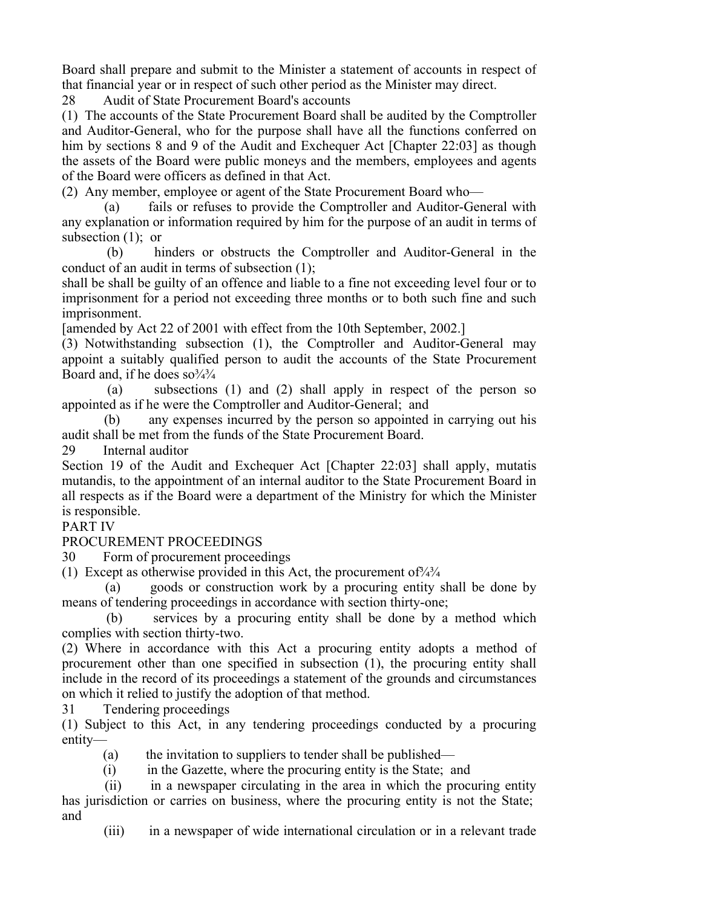Board shall prepare and submit to the Minister a statement of accounts in respect of that financial year or in respect of such other period as the Minister may direct.

28 Audit of State Procurement Board's accounts

(1) The accounts of the State Procurement Board shall be audited by the Comptroller and Auditor-General, who for the purpose shall have all the functions conferred on him by sections 8 and 9 of the Audit and Exchequer Act [Chapter 22:03] as though the assets of the Board were public moneys and the members, employees and agents of the Board were officers as defined in that Act.

(2) Any member, employee or agent of the State Procurement Board who—

(a) fails or refuses to provide the Comptroller and Auditor-General with any explanation or information required by him for the purpose of an audit in terms of subsection (1); or

(b) hinders or obstructs the Comptroller and Auditor-General in the conduct of an audit in terms of subsection (1);

shall be shall be guilty of an offence and liable to a fine not exceeding level four or to imprisonment for a period not exceeding three months or to both such fine and such imprisonment.

[amended by Act 22 of 2001 with effect from the 10th September, 2002.]

(3) Notwithstanding subsection (1), the Comptroller and Auditor-General may appoint a suitably qualified person to audit the accounts of the State Procurement Board and, if he does so¾¾

(a) subsections (1) and (2) shall apply in respect of the person so appointed as if he were the Comptroller and Auditor-General; and

(b) any expenses incurred by the person so appointed in carrying out his audit shall be met from the funds of the State Procurement Board.

29 Internal auditor

Section 19 of the Audit and Exchequer Act [Chapter 22:03] shall apply, mutatis mutandis, to the appointment of an internal auditor to the State Procurement Board in all respects as if the Board were a department of the Ministry for which the Minister is responsible.

PART IV

PROCUREMENT PROCEEDINGS

30 Form of procurement proceedings

(1) Except as otherwise provided in this Act, the procurement of¾¾

(a) goods or construction work by a procuring entity shall be done by means of tendering proceedings in accordance with section thirty-one;

(b) services by a procuring entity shall be done by a method which complies with section thirty-two.

(2) Where in accordance with this Act a procuring entity adopts a method of procurement other than one specified in subsection (1), the procuring entity shall include in the record of its proceedings a statement of the grounds and circumstances on which it relied to justify the adoption of that method.

31 Tendering proceedings

(1) Subject to this Act, in any tendering proceedings conducted by a procuring entity—

(a) the invitation to suppliers to tender shall be published—

(i) in the Gazette, where the procuring entity is the State; and

(ii) in a newspaper circulating in the area in which the procuring entity has jurisdiction or carries on business, where the procuring entity is not the State; and

(iii) in a newspaper of wide international circulation or in a relevant trade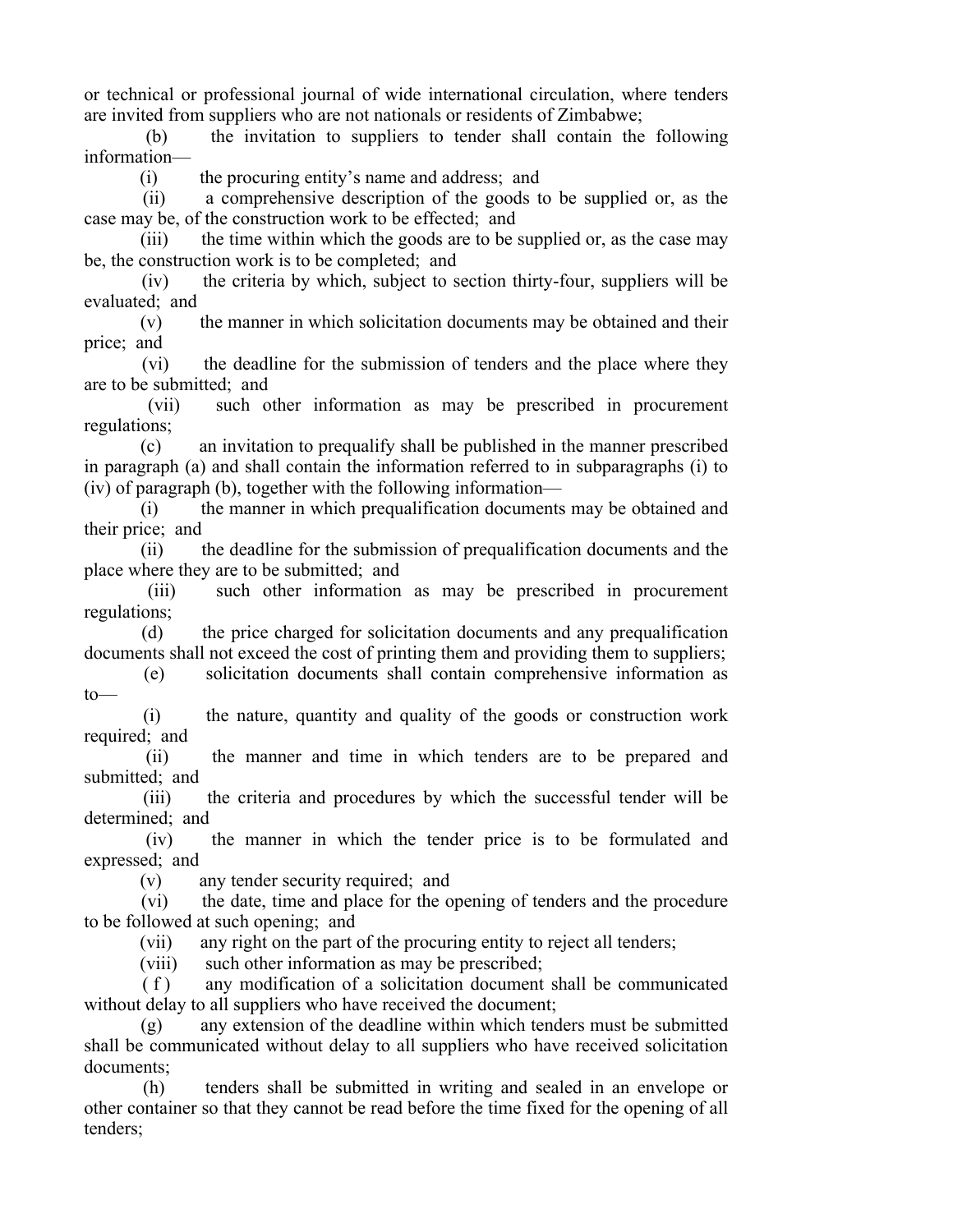or technical or professional journal of wide international circulation, where tenders are invited from suppliers who are not nationals or residents of Zimbabwe;

(b) the invitation to suppliers to tender shall contain the following information—

(i) the procuring entity's name and address; and

(ii) a comprehensive description of the goods to be supplied or, as the case may be, of the construction work to be effected; and

(iii) the time within which the goods are to be supplied or, as the case may be, the construction work is to be completed; and

(iv) the criteria by which, subject to section thirty-four, suppliers will be evaluated; and

(v) the manner in which solicitation documents may be obtained and their price; and

(vi) the deadline for the submission of tenders and the place where they are to be submitted; and

(vii) such other information as may be prescribed in procurement regulations;

(c) an invitation to prequalify shall be published in the manner prescribed in paragraph (a) and shall contain the information referred to in subparagraphs (i) to (iv) of paragraph (b), together with the following information—

(i) the manner in which prequalification documents may be obtained and their price; and

(ii) the deadline for the submission of prequalification documents and the place where they are to be submitted; and

(iii) such other information as may be prescribed in procurement regulations;

(d) the price charged for solicitation documents and any prequalification documents shall not exceed the cost of printing them and providing them to suppliers;

(e) solicitation documents shall contain comprehensive information as to—

(i) the nature, quantity and quality of the goods or construction work required; and

(ii) the manner and time in which tenders are to be prepared and submitted; and

(iii) the criteria and procedures by which the successful tender will be determined; and

(iv) the manner in which the tender price is to be formulated and expressed; and

(v) any tender security required; and

(vi) the date, time and place for the opening of tenders and the procedure to be followed at such opening; and

(vii) any right on the part of the procuring entity to reject all tenders;

(viii) such other information as may be prescribed;

(f) any modification of a solicitation document shall be communicated without delay to all suppliers who have received the document;

(g) any extension of the deadline within which tenders must be submitted shall be communicated without delay to all suppliers who have received solicitation documents;

(h) tenders shall be submitted in writing and sealed in an envelope or other container so that they cannot be read before the time fixed for the opening of all tenders;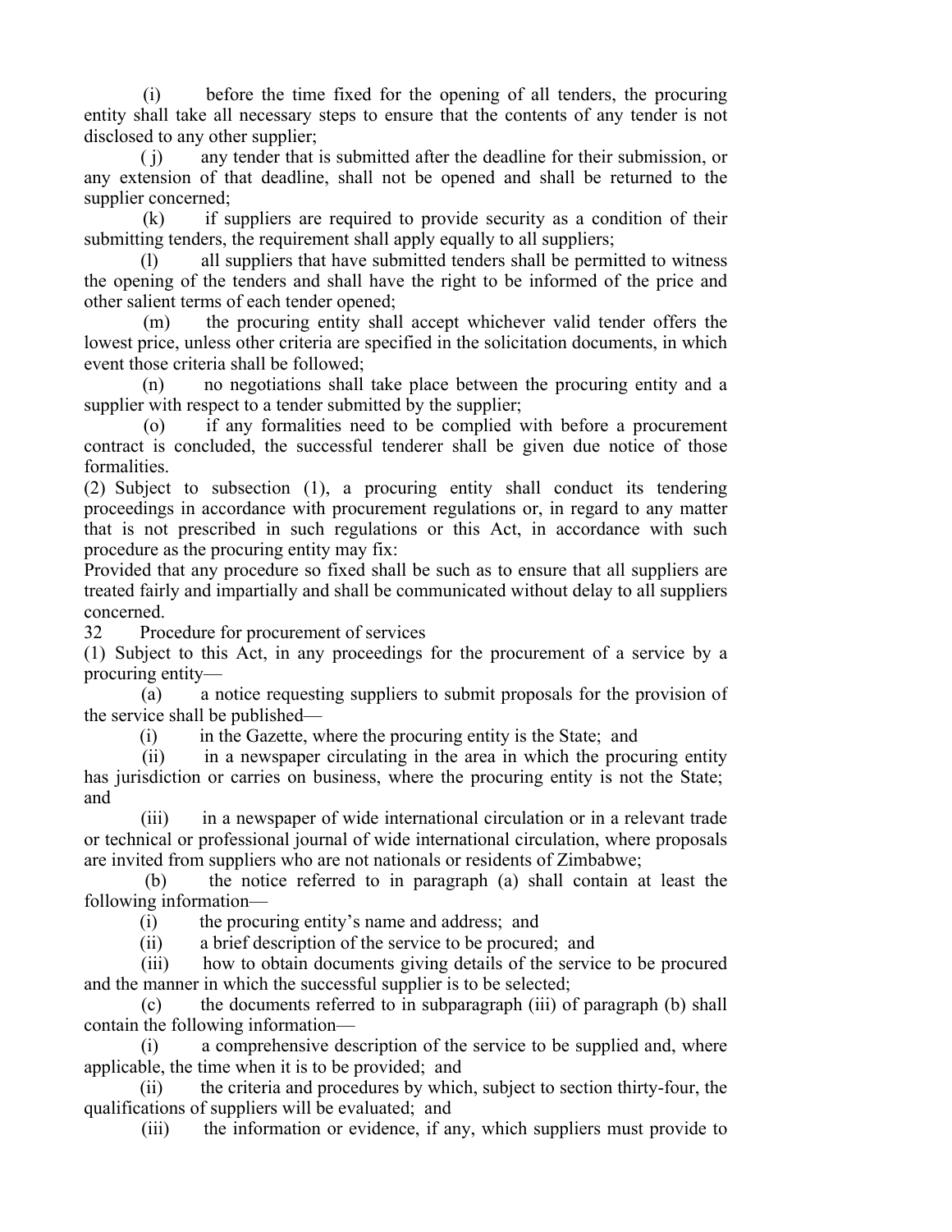(i) before the time fixed for the opening of all tenders, the procuring entity shall take all necessary steps to ensure that the contents of any tender is not disclosed to any other supplier;

( j) any tender that is submitted after the deadline for their submission, or any extension of that deadline, shall not be opened and shall be returned to the supplier concerned;

(k) if suppliers are required to provide security as a condition of their submitting tenders, the requirement shall apply equally to all suppliers;

(l) all suppliers that have submitted tenders shall be permitted to witness the opening of the tenders and shall have the right to be informed of the price and other salient terms of each tender opened;

(m) the procuring entity shall accept whichever valid tender offers the lowest price, unless other criteria are specified in the solicitation documents, in which event those criteria shall be followed;

(n) no negotiations shall take place between the procuring entity and a supplier with respect to a tender submitted by the supplier;

(o) if any formalities need to be complied with before a procurement contract is concluded, the successful tenderer shall be given due notice of those formalities.

(2) Subject to subsection (1), a procuring entity shall conduct its tendering proceedings in accordance with procurement regulations or, in regard to any matter that is not prescribed in such regulations or this Act, in accordance with such procedure as the procuring entity may fix:

Provided that any procedure so fixed shall be such as to ensure that all suppliers are treated fairly and impartially and shall be communicated without delay to all suppliers concerned.

32 Procedure for procurement of services

(1) Subject to this Act, in any proceedings for the procurement of a service by a procuring entity—

(a) a notice requesting suppliers to submit proposals for the provision of the service shall be published—

(i) in the Gazette, where the procuring entity is the State; and

(ii) in a newspaper circulating in the area in which the procuring entity has jurisdiction or carries on business, where the procuring entity is not the State; and

(iii) in a newspaper of wide international circulation or in a relevant trade or technical or professional journal of wide international circulation, where proposals are invited from suppliers who are not nationals or residents of Zimbabwe;

(b) the notice referred to in paragraph (a) shall contain at least the following information—

(i) the procuring entity's name and address; and

(ii) a brief description of the service to be procured; and

(iii) how to obtain documents giving details of the service to be procured and the manner in which the successful supplier is to be selected;

(c) the documents referred to in subparagraph (iii) of paragraph (b) shall contain the following information—

(i) a comprehensive description of the service to be supplied and, where applicable, the time when it is to be provided; and

(ii) the criteria and procedures by which, subject to section thirty-four, the qualifications of suppliers will be evaluated; and

(iii) the information or evidence, if any, which suppliers must provide to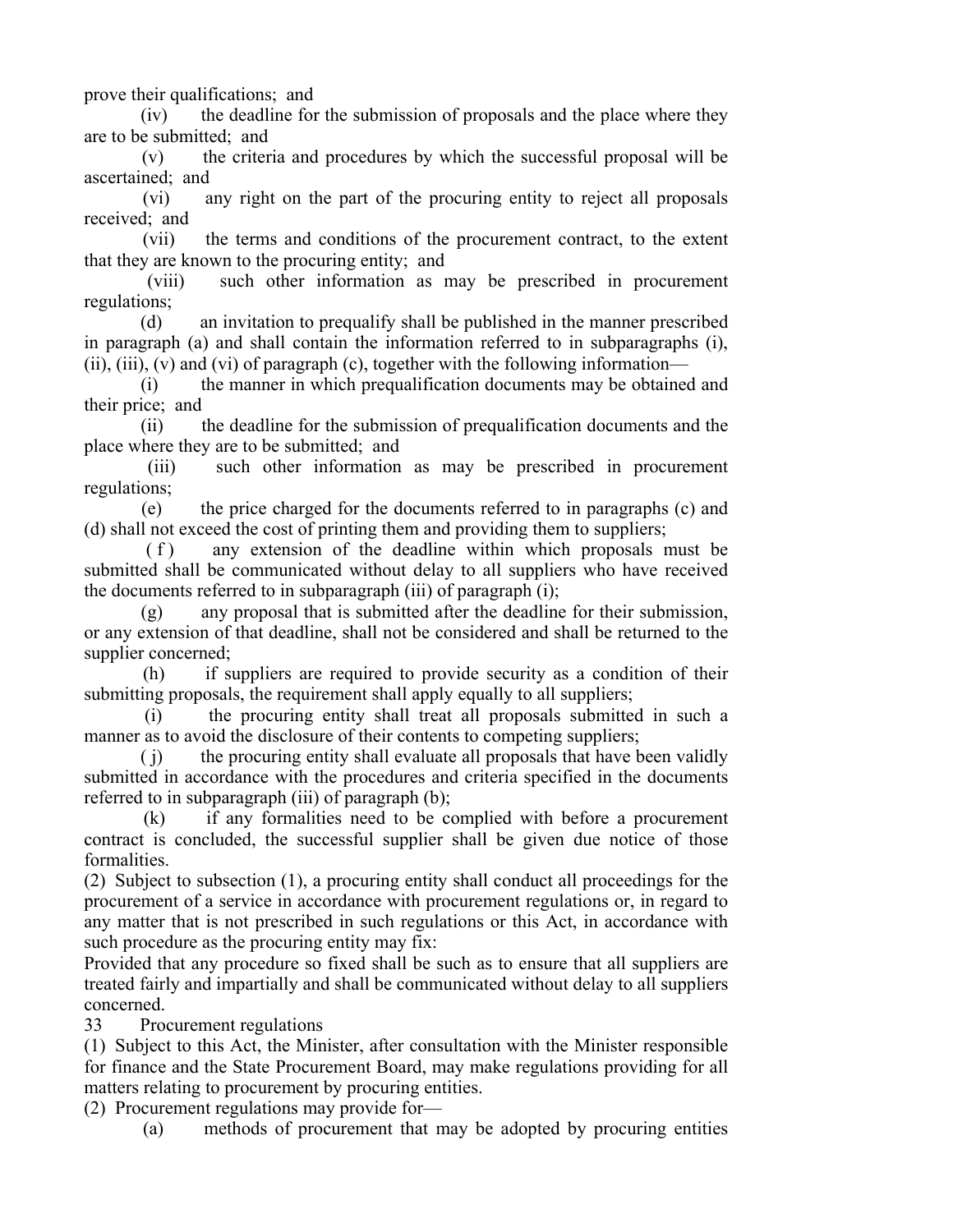prove their qualifications; and

(iv) the deadline for the submission of proposals and the place where they are to be submitted; and

(v) the criteria and procedures by which the successful proposal will be ascertained; and

(vi) any right on the part of the procuring entity to reject all proposals received; and

(vii) the terms and conditions of the procurement contract, to the extent that they are known to the procuring entity; and

(viii) such other information as may be prescribed in procurement regulations;

(d) an invitation to prequalify shall be published in the manner prescribed in paragraph (a) and shall contain the information referred to in subparagraphs (i), (ii), (iii), (v) and (vi) of paragraph (c), together with the following information—

(i) the manner in which prequalification documents may be obtained and their price; and

(ii) the deadline for the submission of prequalification documents and the place where they are to be submitted; and

(iii) such other information as may be prescribed in procurement regulations;

(e) the price charged for the documents referred to in paragraphs (c) and (d) shall not exceed the cost of printing them and providing them to suppliers;

(f) any extension of the deadline within which proposals must be submitted shall be communicated without delay to all suppliers who have received the documents referred to in subparagraph (iii) of paragraph (i);

(g) any proposal that is submitted after the deadline for their submission, or any extension of that deadline, shall not be considered and shall be returned to the supplier concerned;

(h) if suppliers are required to provide security as a condition of their submitting proposals, the requirement shall apply equally to all suppliers;

(i) the procuring entity shall treat all proposals submitted in such a manner as to avoid the disclosure of their contents to competing suppliers;

(j) the procuring entity shall evaluate all proposals that have been validly submitted in accordance with the procedures and criteria specified in the documents referred to in subparagraph (iii) of paragraph (b);

(k) if any formalities need to be complied with before a procurement contract is concluded, the successful supplier shall be given due notice of those formalities.

(2) Subject to subsection (1), a procuring entity shall conduct all proceedings for the procurement of a service in accordance with procurement regulations or, in regard to any matter that is not prescribed in such regulations or this Act, in accordance with such procedure as the procuring entity may fix:

Provided that any procedure so fixed shall be such as to ensure that all suppliers are treated fairly and impartially and shall be communicated without delay to all suppliers concerned.

33 Procurement regulations

(1) Subject to this Act, the Minister, after consultation with the Minister responsible for finance and the State Procurement Board, may make regulations providing for all matters relating to procurement by procuring entities.

(2) Procurement regulations may provide for—

(a) methods of procurement that may be adopted by procuring entities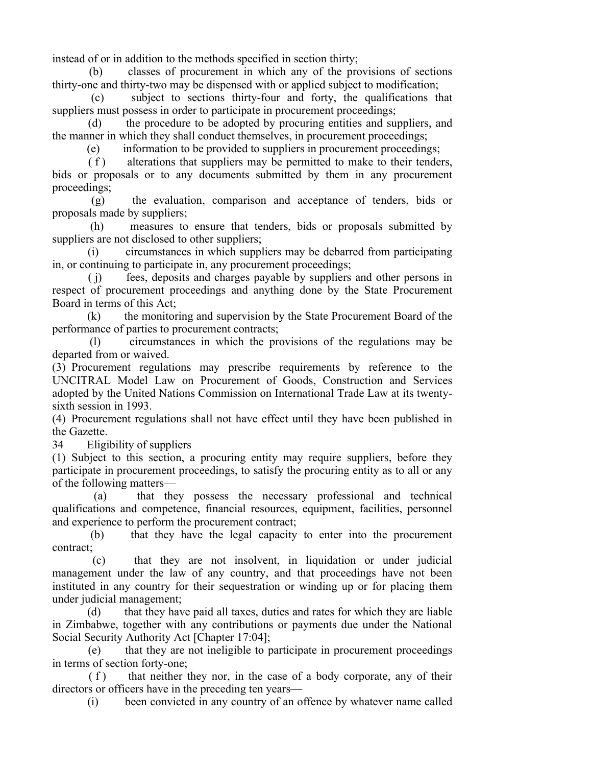instead of or in addition to the methods specified in section thirty;

(b) classes of procurement in which any of the provisions of sections thirty-one and thirty-two may be dispensed with or applied subject to modification;

(c) subject to sections thirty-four and forty, the qualifications that suppliers must possess in order to participate in procurement proceedings;

(d) the procedure to be adopted by procuring entities and suppliers, and the manner in which they shall conduct themselves, in procurement proceedings;

(e) information to be provided to suppliers in procurement proceedings;

(f) alterations that suppliers may be permitted to make to their tenders, bids or proposals or to any documents submitted by them in any procurement proceedings;

(g) the evaluation, comparison and acceptance of tenders, bids or proposals made by suppliers;

(h) measures to ensure that tenders, bids or proposals submitted by suppliers are not disclosed to other suppliers;

(i) circumstances in which suppliers may be debarred from participating in, or continuing to participate in, any procurement proceedings;

(j) fees, deposits and charges payable by suppliers and other persons in respect of procurement proceedings and anything done by the State Procurement Board in terms of this Act;

(k) the monitoring and supervision by the State Procurement Board of the performance of parties to procurement contracts;

(l) circumstances in which the provisions of the regulations may be departed from or waived.

(3) Procurement regulations may prescribe requirements by reference to the UNCITRAL Model Law on Procurement of Goods, Construction and Services adopted by the United Nations Commission on International Trade Law at its twenty-sixth session in 1993.

(4) Procurement regulations shall not have effect until they have been published in the Gazette.

34 Eligibility of suppliers

(1) Subject to this section, a procuring entity may require suppliers, before they participate in procurement proceedings, to satisfy the procuring entity as to all or any of the following matters—

(a) that they possess the necessary professional and technical qualifications and competence, financial resources, equipment, facilities, personnel and experience to perform the procurement contract;

(b) that they have the legal capacity to enter into the procurement contract;

(c) that they are not insolvent, in liquidation or under judicial management under the law of any country, and that proceedings have not been instituted in any country for their sequestration or winding up or for placing them under judicial management;

(d) that they have paid all taxes, duties and rates for which they are liable in Zimbabwe, together with any contributions or payments due under the National Social Security Authority Act [Chapter 17:04];

(e) that they are not ineligible to participate in procurement proceedings in terms of section forty-one;

(f) that neither they nor, in the case of a body corporate, any of their directors or officers have in the preceding ten years—

(i) been convicted in any country of an offence by whatever name called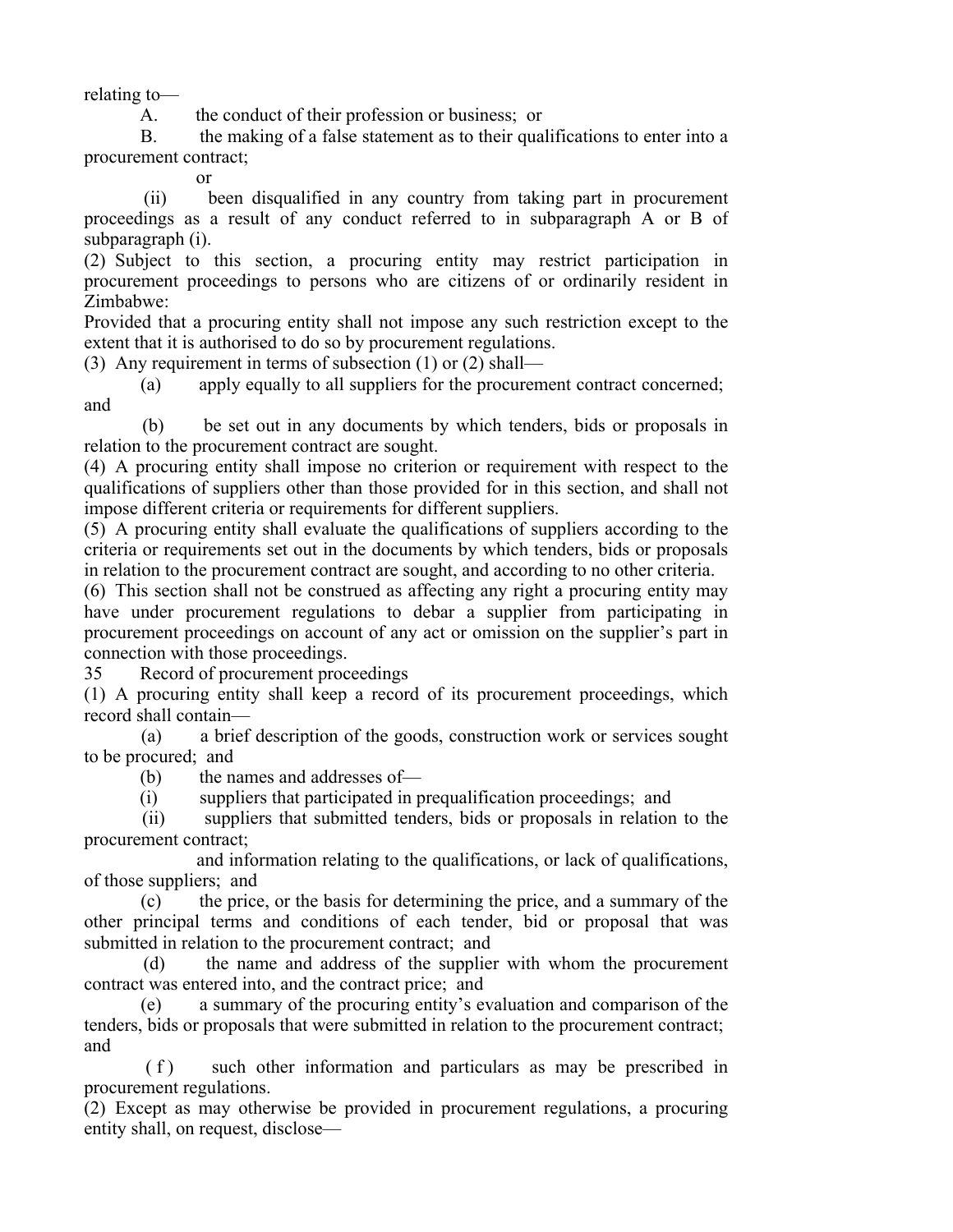relating to—

A. the conduct of their profession or business; or

B. the making of a false statement as to their qualifications to enter into a procurement contract;

or

(ii) been disqualified in any country from taking part in procurement proceedings as a result of any conduct referred to in subparagraph A or B of subparagraph (i).

(2) Subject to this section, a procuring entity may restrict participation in procurement proceedings to persons who are citizens of or ordinarily resident in Zimbabwe:

Provided that a procuring entity shall not impose any such restriction except to the extent that it is authorised to do so by procurement regulations.

(3) Any requirement in terms of subsection (1) or (2) shall—

(a) apply equally to all suppliers for the procurement contract concerned; and

(b) be set out in any documents by which tenders, bids or proposals in relation to the procurement contract are sought.

(4) A procuring entity shall impose no criterion or requirement with respect to the qualifications of suppliers other than those provided for in this section, and shall not impose different criteria or requirements for different suppliers.

(5) A procuring entity shall evaluate the qualifications of suppliers according to the criteria or requirements set out in the documents by which tenders, bids or proposals in relation to the procurement contract are sought, and according to no other criteria.

(6) This section shall not be construed as affecting any right a procuring entity may have under procurement regulations to debar a supplier from participating in procurement proceedings on account of any act or omission on the supplier's part in connection with those proceedings.

35 Record of procurement proceedings

(1) A procuring entity shall keep a record of its procurement proceedings, which record shall contain—

(a) a brief description of the goods, construction work or services sought to be procured; and

(b) the names and addresses of—

(i) suppliers that participated in prequalification proceedings; and

(ii) suppliers that submitted tenders, bids or proposals in relation to the procurement contract;

and information relating to the qualifications, or lack of qualifications, of those suppliers; and

(c) the price, or the basis for determining the price, and a summary of the other principal terms and conditions of each tender, bid or proposal that was submitted in relation to the procurement contract; and

(d) the name and address of the supplier with whom the procurement contract was entered into, and the contract price; and

(e) a summary of the procuring entity's evaluation and comparison of the tenders, bids or proposals that were submitted in relation to the procurement contract; and

(f) such other information and particulars as may be prescribed in procurement regulations.

(2) Except as may otherwise be provided in procurement regulations, a procuring entity shall, on request, disclose—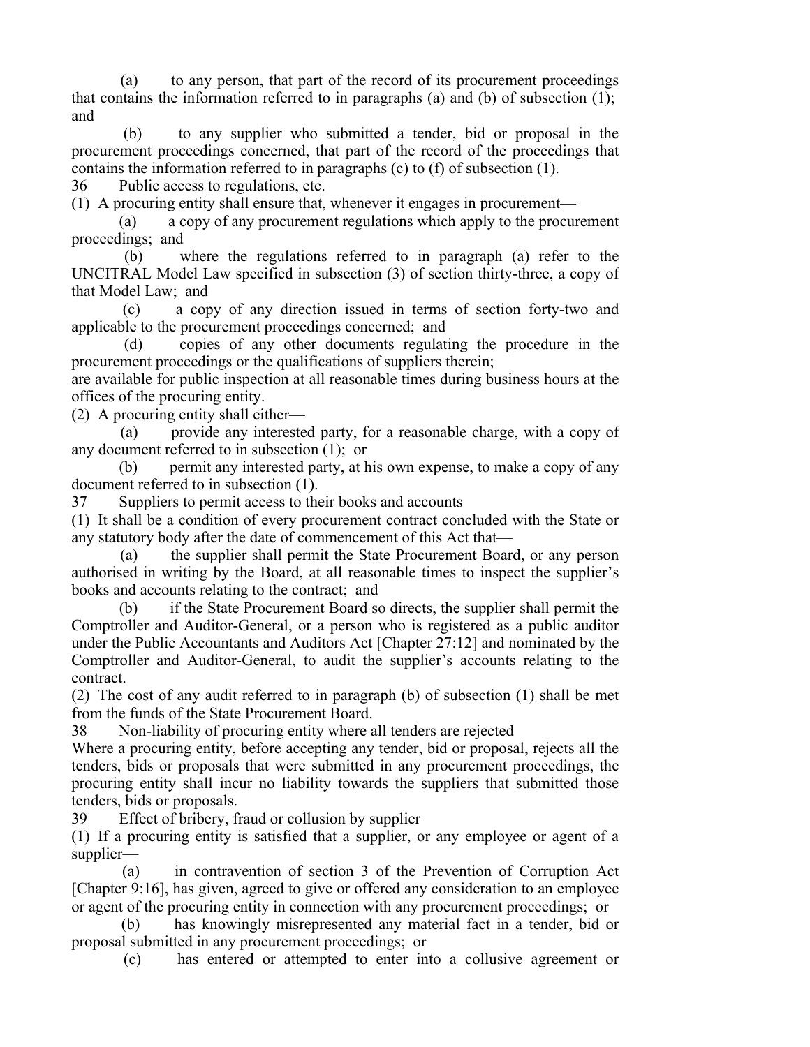(a) to any person, that part of the record of its procurement proceedings that contains the information referred to in paragraphs (a) and (b) of subsection (1); and

(b) to any supplier who submitted a tender, bid or proposal in the procurement proceedings concerned, that part of the record of the proceedings that contains the information referred to in paragraphs (c) to (f) of subsection (1).

### 36 Public access to regulations, etc.

(1) A procuring entity shall ensure that, whenever it engages in procurement—

(a) a copy of any procurement regulations which apply to the procurement proceedings; and

(b) where the regulations referred to in paragraph (a) refer to the UNCITRAL Model Law specified in subsection (3) of section thirty-three, a copy of that Model Law; and

(c) a copy of any direction issued in terms of section forty-two and applicable to the procurement proceedings concerned; and

(d) copies of any other documents regulating the procedure in the procurement proceedings or the qualifications of suppliers therein;

are available for public inspection at all reasonable times during business hours at the offices of the procuring entity.

(2) A procuring entity shall either—

(a) provide any interested party, for a reasonable charge, with a copy of any document referred to in subsection (1); or

(b) permit any interested party, at his own expense, to make a copy of any document referred to in subsection (1).

### 37 Suppliers to permit access to their books and accounts

(1) It shall be a condition of every procurement contract concluded with the State or any statutory body after the date of commencement of this Act that—

(a) the supplier shall permit the State Procurement Board, or any person authorised in writing by the Board, at all reasonable times to inspect the supplier's books and accounts relating to the contract; and

(b) if the State Procurement Board so directs, the supplier shall permit the Comptroller and Auditor-General, or a person who is registered as a public auditor under the Public Accountants and Auditors Act [Chapter 27:12] and nominated by the Comptroller and Auditor-General, to audit the supplier's accounts relating to the contract.

(2) The cost of any audit referred to in paragraph (b) of subsection (1) shall be met from the funds of the State Procurement Board.

### 38 Non-liability of procuring entity where all tenders are rejected

Where a procuring entity, before accepting any tender, bid or proposal, rejects all the tenders, bids or proposals that were submitted in any procurement proceedings, the procuring entity shall incur no liability towards the suppliers that submitted those tenders, bids or proposals.

### 39 Effect of bribery, fraud or collusion by supplier

(1) If a procuring entity is satisfied that a supplier, or any employee or agent of a supplier—

(a) in contravention of section 3 of the Prevention of Corruption Act [Chapter 9:16], has given, agreed to give or offered any consideration to an employee or agent of the procuring entity in connection with any procurement proceedings; or

(b) has knowingly misrepresented any material fact in a tender, bid or proposal submitted in any procurement proceedings; or

(c) has entered or attempted to enter into a collusive agreement or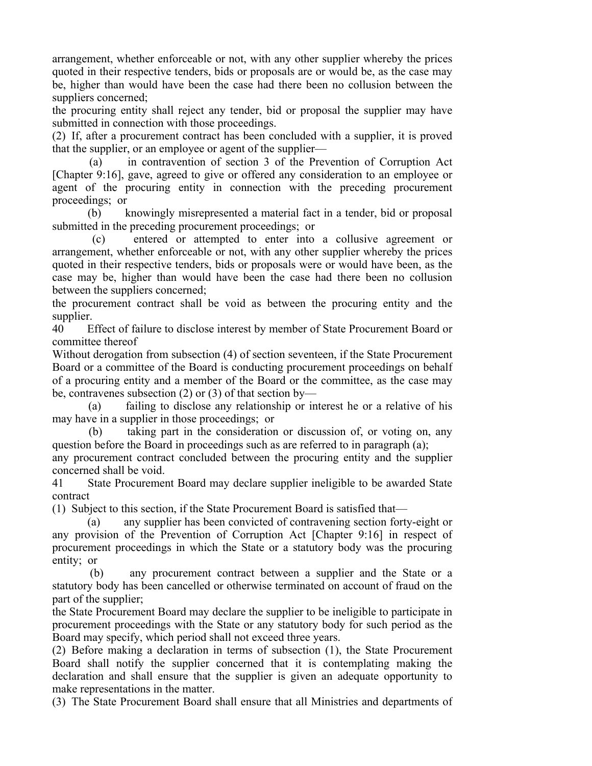arrangement, whether enforceable or not, with any other supplier whereby the prices quoted in their respective tenders, bids or proposals are or would be, as the case may be, higher than would have been the case had there been no collusion between the suppliers concerned;

the procuring entity shall reject any tender, bid or proposal the supplier may have submitted in connection with those proceedings.

(2) If, after a procurement contract has been concluded with a supplier, it is proved that the supplier, or an employee or agent of the supplier—

(a) in contravention of section 3 of the Prevention of Corruption Act [Chapter 9:16], gave, agreed to give or offered any consideration to an employee or agent of the procuring entity in connection with the preceding procurement proceedings; or

(b) knowingly misrepresented a material fact in a tender, bid or proposal submitted in the preceding procurement proceedings; or

(c) entered or attempted to enter into a collusive agreement or arrangement, whether enforceable or not, with any other supplier whereby the prices quoted in their respective tenders, bids or proposals were or would have been, as the case may be, higher than would have been the case had there been no collusion between the suppliers concerned;

the procurement contract shall be void as between the procuring entity and the supplier.

40 Effect of failure to disclose interest by member of State Procurement Board or committee thereof

Without derogation from subsection (4) of section seventeen, if the State Procurement Board or a committee of the Board is conducting procurement proceedings on behalf of a procuring entity and a member of the Board or the committee, as the case may be, contravenes subsection (2) or (3) of that section by—

(a) failing to disclose any relationship or interest he or a relative of his may have in a supplier in those proceedings; or

(b) taking part in the consideration or discussion of, or voting on, any question before the Board in proceedings such as are referred to in paragraph (a);

any procurement contract concluded between the procuring entity and the supplier concerned shall be void.

41 State Procurement Board may declare supplier ineligible to be awarded State contract

(1) Subject to this section, if the State Procurement Board is satisfied that—

(a) any supplier has been convicted of contravening section forty-eight or any provision of the Prevention of Corruption Act [Chapter 9:16] in respect of procurement proceedings in which the State or a statutory body was the procuring entity; or

(b) any procurement contract between a supplier and the State or a statutory body has been cancelled or otherwise terminated on account of fraud on the part of the supplier;

the State Procurement Board may declare the supplier to be ineligible to participate in procurement proceedings with the State or any statutory body for such period as the Board may specify, which period shall not exceed three years.

(2) Before making a declaration in terms of subsection (1), the State Procurement Board shall notify the supplier concerned that it is contemplating making the declaration and shall ensure that the supplier is given an adequate opportunity to make representations in the matter.

(3) The State Procurement Board shall ensure that all Ministries and departments of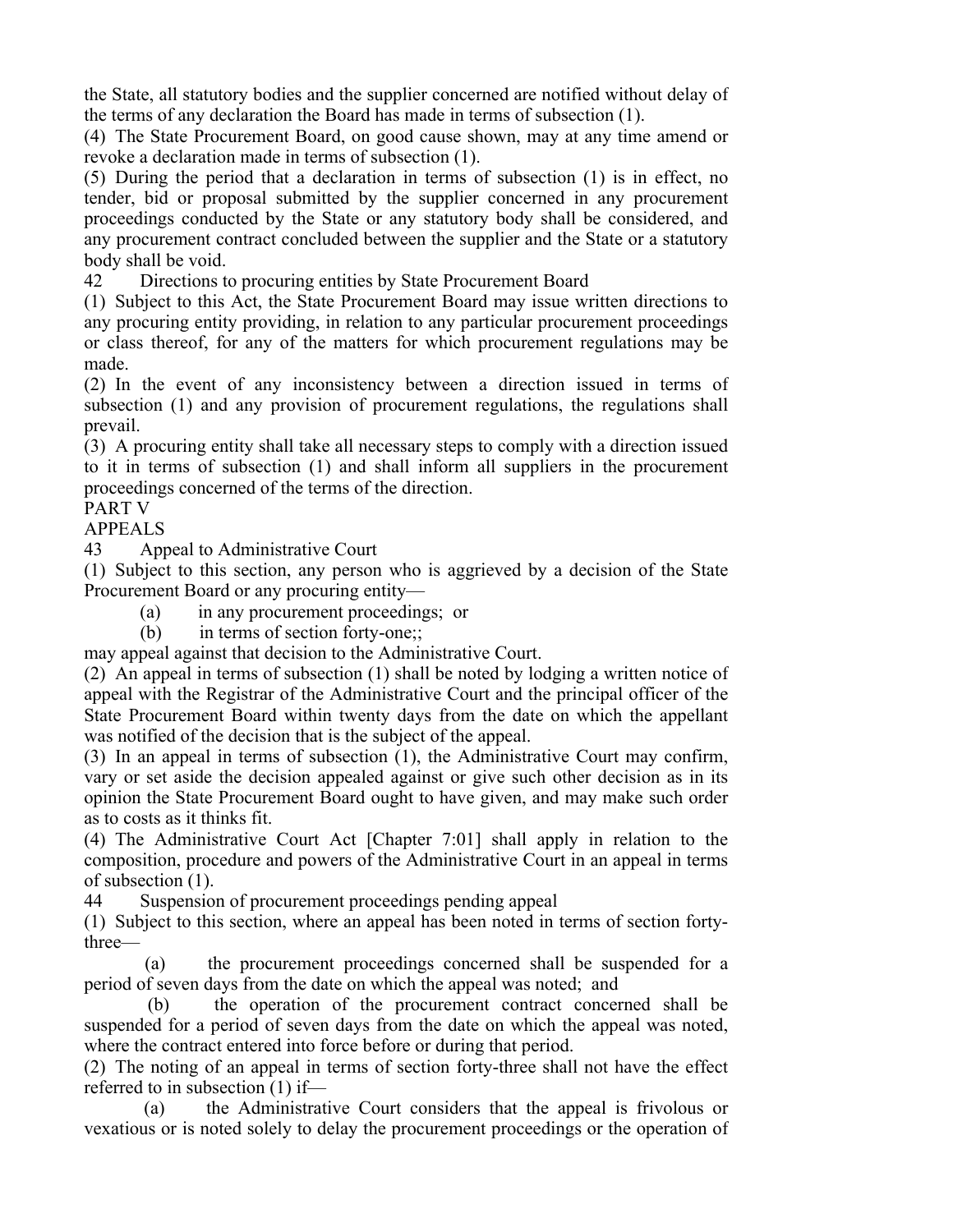the State, all statutory bodies and the supplier concerned are notified without delay of the terms of any declaration the Board has made in terms of subsection (1).

(4) The State Procurement Board, on good cause shown, may at any time amend or revoke a declaration made in terms of subsection (1).

(5) During the period that a declaration in terms of subsection (1) is in effect, no tender, bid or proposal submitted by the supplier concerned in any procurement proceedings conducted by the State or any statutory body shall be considered, and any procurement contract concluded between the supplier and the State or a statutory body shall be void.

42 Directions to procuring entities by State Procurement Board

(1) Subject to this Act, the State Procurement Board may issue written directions to any procuring entity providing, in relation to any particular procurement proceedings or class thereof, for any of the matters for which procurement regulations may be made.

(2) In the event of any inconsistency between a direction issued in terms of subsection (1) and any provision of procurement regulations, the regulations shall prevail.

(3) A procuring entity shall take all necessary steps to comply with a direction issued to it in terms of subsection (1) and shall inform all suppliers in the procurement proceedings concerned of the terms of the direction.

PART V

APPEALS

43 Appeal to Administrative Court

(1) Subject to this section, any person who is aggrieved by a decision of the State Procurement Board or any procuring entity—

(a) in any procurement proceedings; or

(b) in terms of section forty-one;;

may appeal against that decision to the Administrative Court.

(2) An appeal in terms of subsection (1) shall be noted by lodging a written notice of appeal with the Registrar of the Administrative Court and the principal officer of the State Procurement Board within twenty days from the date on which the appellant was notified of the decision that is the subject of the appeal.

(3) In an appeal in terms of subsection (1), the Administrative Court may confirm, vary or set aside the decision appealed against or give such other decision as in its opinion the State Procurement Board ought to have given, and may make such order as to costs as it thinks fit.

(4) The Administrative Court Act [Chapter 7:01] shall apply in relation to the composition, procedure and powers of the Administrative Court in an appeal in terms of subsection (1).

44 Suspension of procurement proceedings pending appeal

(1) Subject to this section, where an appeal has been noted in terms of section forty-three—

(a) the procurement proceedings concerned shall be suspended for a period of seven days from the date on which the appeal was noted; and

(b) the operation of the procurement contract concerned shall be suspended for a period of seven days from the date on which the appeal was noted, where the contract entered into force before or during that period.

(2) The noting of an appeal in terms of section forty-three shall not have the effect referred to in subsection (1) if—

(a) the Administrative Court considers that the appeal is frivolous or vexatious or is noted solely to delay the procurement proceedings or the operation of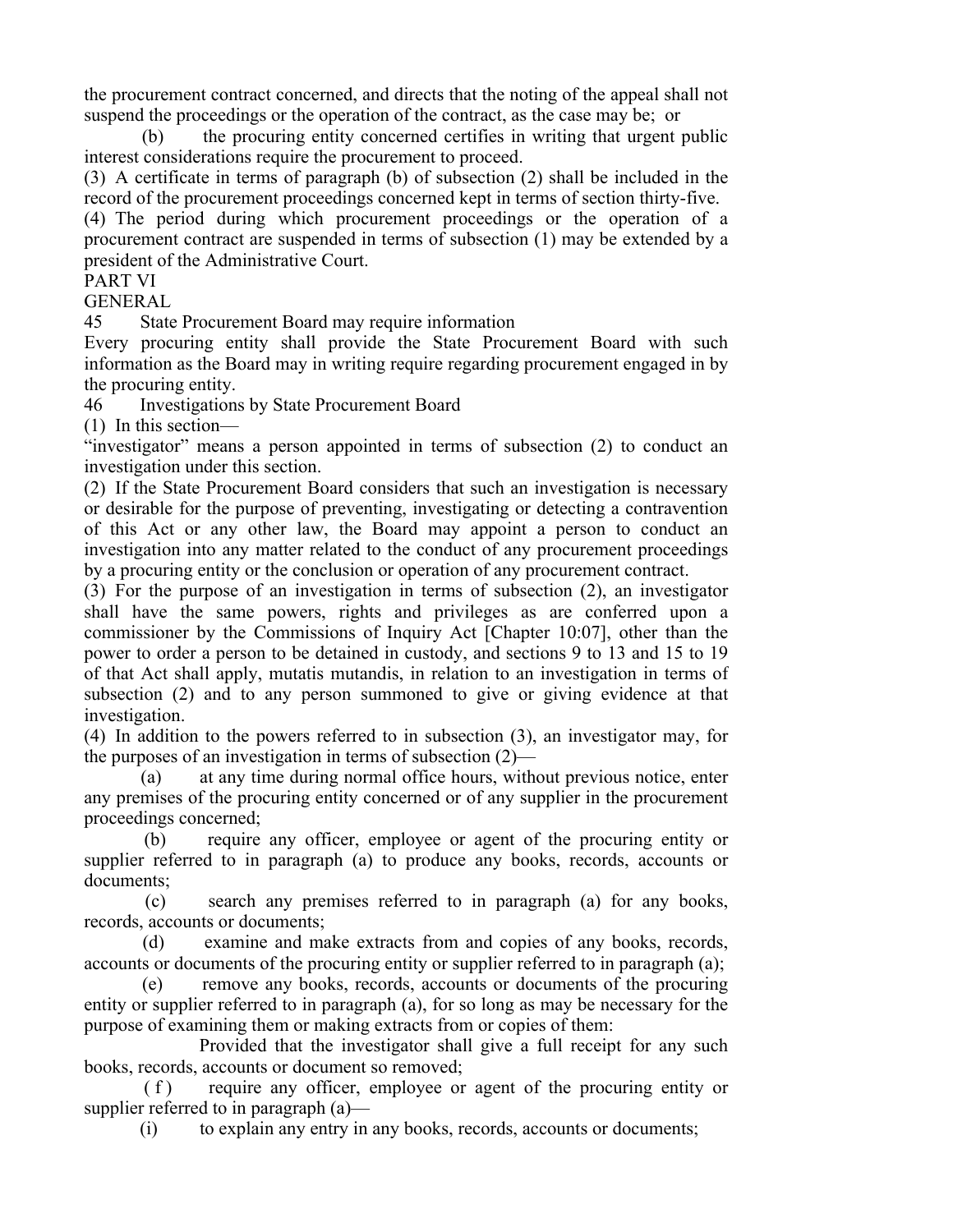the procurement contract concerned, and directs that the noting of the appeal shall not suspend the proceedings or the operation of the contract, as the case may be; or

(b) the procuring entity concerned certifies in writing that urgent public interest considerations require the procurement to proceed.

(3) A certificate in terms of paragraph (b) of subsection (2) shall be included in the record of the procurement proceedings concerned kept in terms of section thirty-five.

(4) The period during which procurement proceedings or the operation of a procurement contract are suspended in terms of subsection (1) may be extended by a president of the Administrative Court.

## PART VI

## GENERAL

### 45 State Procurement Board may require information

Every procuring entity shall provide the State Procurement Board with such information as the Board may in writing require regarding procurement engaged in by the procuring entity.

### 46 Investigations by State Procurement Board

(1) In this section—

"investigator" means a person appointed in terms of subsection (2) to conduct an investigation under this section.

(2) If the State Procurement Board considers that such an investigation is necessary or desirable for the purpose of preventing, investigating or detecting a contravention of this Act or any other law, the Board may appoint a person to conduct an investigation into any matter related to the conduct of any procurement proceedings by a procuring entity or the conclusion or operation of any procurement contract.

(3) For the purpose of an investigation in terms of subsection (2), an investigator shall have the same powers, rights and privileges as are conferred upon a commissioner by the Commissions of Inquiry Act [Chapter 10:07], other than the power to order a person to be detained in custody, and sections 9 to 13 and 15 to 19 of that Act shall apply, mutatis mutandis, in relation to an investigation in terms of subsection (2) and to any person summoned to give or giving evidence at that investigation.

(4) In addition to the powers referred to in subsection (3), an investigator may, for the purposes of an investigation in terms of subsection (2)—

(a) at any time during normal office hours, without previous notice, enter any premises of the procuring entity concerned or of any supplier in the procurement proceedings concerned;

(b) require any officer, employee or agent of the procuring entity or supplier referred to in paragraph (a) to produce any books, records, accounts or documents;

(c) search any premises referred to in paragraph (a) for any books, records, accounts or documents;

(d) examine and make extracts from and copies of any books, records, accounts or documents of the procuring entity or supplier referred to in paragraph (a);

(e) remove any books, records, accounts or documents of the procuring entity or supplier referred to in paragraph (a), for so long as may be necessary for the purpose of examining them or making extracts from or copies of them:

Provided that the investigator shall give a full receipt for any such books, records, accounts or document so removed;

(f) require any officer, employee or agent of the procuring entity or supplier referred to in paragraph (a)—

(i) to explain any entry in any books, records, accounts or documents;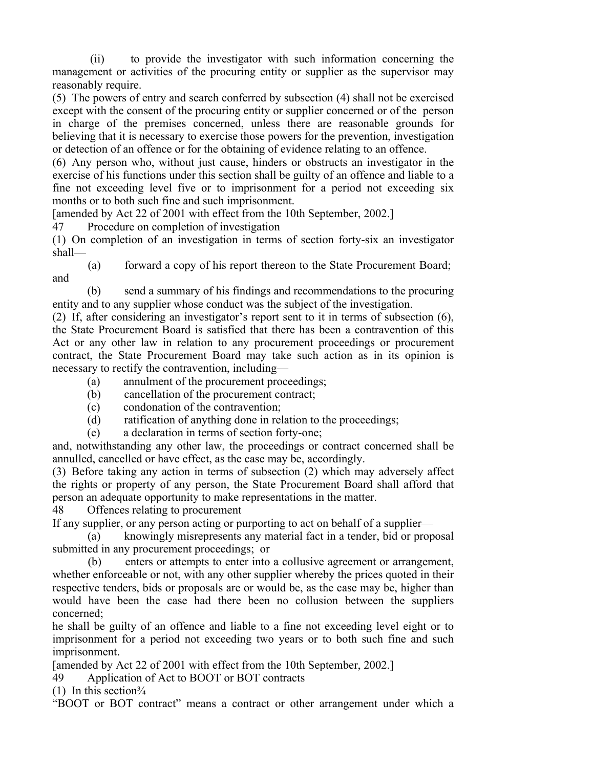(ii) to provide the investigator with such information concerning the management or activities of the procuring entity or supplier as the supervisor may reasonably require.

(5) The powers of entry and search conferred by subsection (4) shall not be exercised except with the consent of the procuring entity or supplier concerned or of the person in charge of the premises concerned, unless there are reasonable grounds for believing that it is necessary to exercise those powers for the prevention, investigation or detection of an offence or for the obtaining of evidence relating to an offence.

(6) Any person who, without just cause, hinders or obstructs an investigator in the exercise of his functions under this section shall be guilty of an offence and liable to a fine not exceeding level five or to imprisonment for a period not exceeding six months or to both such fine and such imprisonment.

[amended by Act 22 of 2001 with effect from the 10th September, 2002.]

47 Procedure on completion of investigation

(1) On completion of an investigation in terms of section forty-six an investigator shall—

(a) forward a copy of his report thereon to the State Procurement Board; and

(b) send a summary of his findings and recommendations to the procuring entity and to any supplier whose conduct was the subject of the investigation.

(2) If, after considering an investigator's report sent to it in terms of subsection (6), the State Procurement Board is satisfied that there has been a contravention of this Act or any other law in relation to any procurement proceedings or procurement contract, the State Procurement Board may take such action as in its opinion is necessary to rectify the contravention, including—

(a) annulment of the procurement proceedings;

(b) cancellation of the procurement contract;

(c) condonation of the contravention;

(d) ratification of anything done in relation to the proceedings;

(e) a declaration in terms of section forty-one;

and, notwithstanding any other law, the proceedings or contract concerned shall be annulled, cancelled or have effect, as the case may be, accordingly.

(3) Before taking any action in terms of subsection (2) which may adversely affect the rights or property of any person, the State Procurement Board shall afford that person an adequate opportunity to make representations in the matter.

48 Offences relating to procurement

If any supplier, or any person acting or purporting to act on behalf of a supplier—

(a) knowingly misrepresents any material fact in a tender, bid or proposal submitted in any procurement proceedings; or

(b) enters or attempts to enter into a collusive agreement or arrangement, whether enforceable or not, with any other supplier whereby the prices quoted in their respective tenders, bids or proposals are or would be, as the case may be, higher than would have been the case had there been no collusion between the suppliers concerned;

he shall be guilty of an offence and liable to a fine not exceeding level eight or to imprisonment for a period not exceeding two years or to both such fine and such imprisonment.

[amended by Act 22 of 2001 with effect from the 10th September, 2002.]

49 Application of Act to BOOT or BOT contracts

(1) In this section¾

"BOOT or BOT contract" means a contract or other arrangement under which a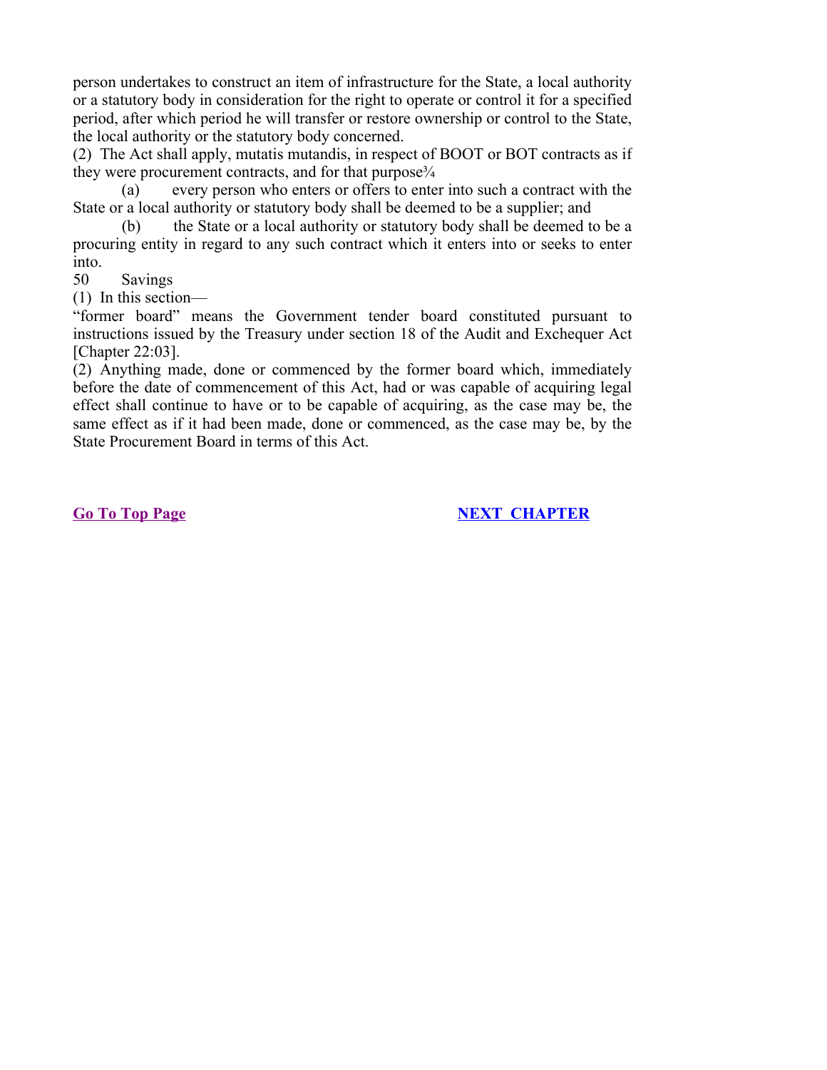person undertakes to construct an item of infrastructure for the State, a local authority or a statutory body in consideration for the right to operate or control it for a specified period, after which period he will transfer or restore ownership or control to the State, the local authority or the statutory body concerned.

(2) The Act shall apply, mutatis mutandis, in respect of BOOT or BOT contracts as if they were procurement contracts, and for that purpose¾

(a) every person who enters or offers to enter into such a contract with the State or a local authority or statutory body shall be deemed to be a supplier; and

(b) the State or a local authority or statutory body shall be deemed to be a procuring entity in regard to any such contract which it enters into or seeks to enter into.

50 Savings

(1) In this section—

"former board" means the Government tender board constituted pursuant to instructions issued by the Treasury under section 18 of the Audit and Exchequer Act [Chapter 22:03].

(2) Anything made, done or commenced by the former board which, immediately before the date of commencement of this Act, had or was capable of acquiring legal effect shall continue to have or to be capable of acquiring, as the case may be, the same effect as if it had been made, done or commenced, as the case may be, by the State Procurement Board in terms of this Act.

**Go To Top Page** **NEXT CHAPTER**